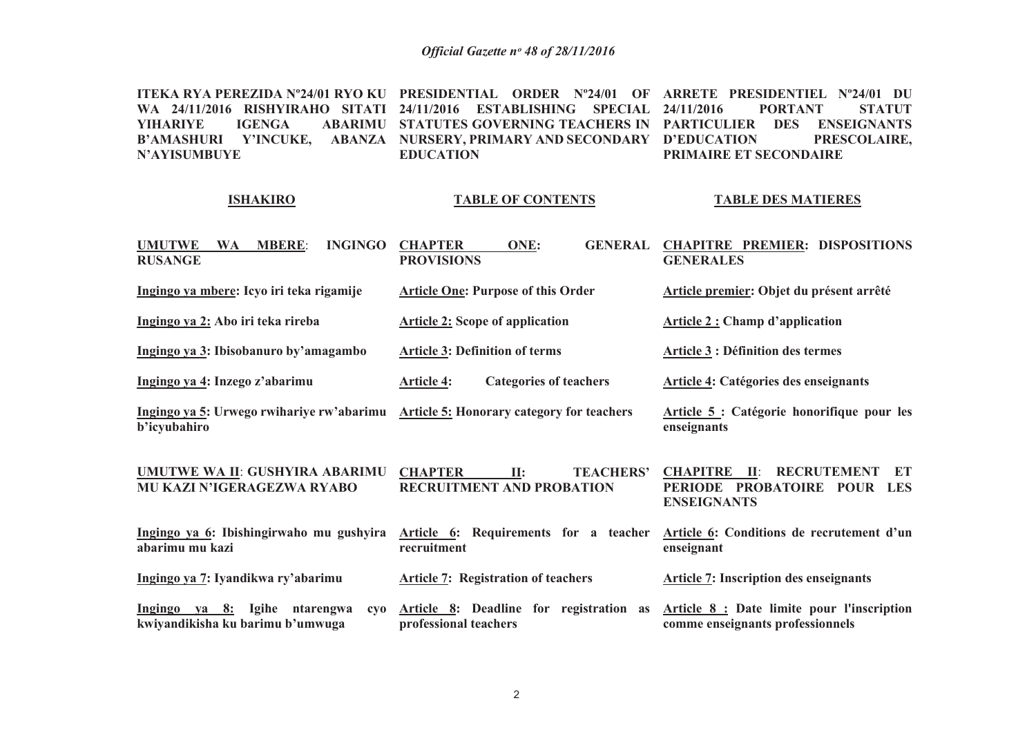**ITEKA RYA PEREZIDA Nº24/01 RYO KU WA 24/11/2016 RISHYIRAHO SITATI YIHARIYE IGENGA ABARIMU B'AMASHURI Y'INCUKE, ABANZA N'AYISUMBUYE**

**PRESIDENTIAL ORDER Nº24/01 OF 24/11/2016 ESTABLISHING SPECIAL STATUTES GOVERNING TEACHERS IN NURSERY, PRIMARY AND SECONDARY EDUCATION**

**ARRETE PRESIDENTIEL Nº24/01 DU 24/11/2016 PORTANT STATUT PARTICULIER DES ENSEIGNANTS D'EDUCATION PRESCOLAIRE, PRIMAIRE ET SECONDAIRE**

| **ISHAKIRO** | **TABLE OF CONTENTS** | **TABLE DES MATIERES** |
|---|---|---|
| **UMUTWE WA MBERE: INGINGO RUSANGE** | **CHAPTER ONE: GENERAL PROVISIONS** | **CHAPITRE PREMIER: DISPOSITIONS GENERALES** |
| **Ingingo ya mbere: Icyo iri teka rigamije** | **Article One: Purpose of this Order** | **Article premier: Objet du présent arrêté** |
| **Ingingo ya 2: Abo iri teka rireba** | **Article 2: Scope of application** | **Article 2 : Champ d'application** |
| **Ingingo ya 3: Ibisobanuro by'amagambo** | **Article 3: Definition of terms** | **Article 3 : Définition des termes** |
| **Ingingo ya 4: Inzego z'abarimu** | **Article 4: Categories of teachers** | **Article 4: Catégories des enseignants** |
| **Ingingo ya 5: Urwego rwihariye rw'abarimu b'icyubahiro** | **Article 5: Honorary category for teachers** | **Article 5 : Catégorie honorifique pour les enseignants** |
| **UMUTWE WA II: GUSHYIRA ABARIMU MU KAZI N'IGERAGEZWA RYABO** | **CHAPTER II: TEACHERS' RECRUITMENT AND PROBATION** | **CHAPITRE II: RECRUTEMENT ET PERIODE PROBATOIRE POUR LES ENSEIGNANTS** |
| **Ingingo ya 6: Ibishingirwaho mu gushyira abarimu mu kazi** | **Article 6: Requirements for a teacher recruitment** | **Article 6: Conditions de recrutement d'un enseignant** |
| **Ingingo ya 7: Iyandikwa ry'abarimu** | **Article 7: Registration of teachers** | **Article 7: Inscription des enseignants** |
| **Ingingo ya 8: Igihe ntarengwa cyo kwiyandikisha ku barimu b'umwuga** | **Article 8: Deadline for registration as professional teachers** | **Article 8 : Date limite pour l'inscription comme enseignants professionnels** |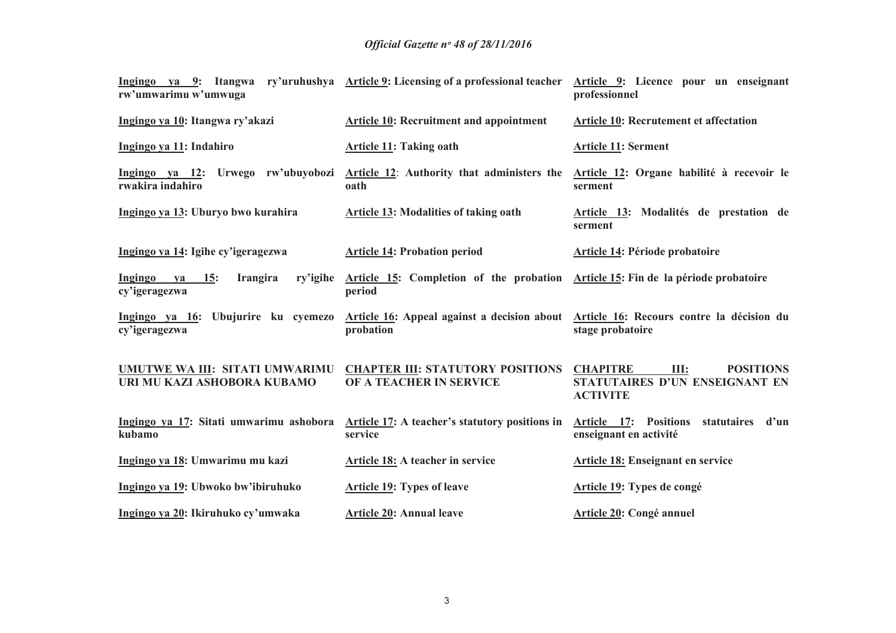| | | |
|---|---|---|
| **Ingingo ya 9: Itangwa ry'uruhushya rw'umwarimu w'umwuga** | **Article 9: Licensing of a professional teacher** | **Article 9: Licence pour un enseignant professionnel** |
| **Ingingo ya 10: Itangwa ry'akazi** | **Article 10: Recruitment and appointment** | **Article 10: Recrutement et affectation** |
| **Ingingo ya 11: Indahiro** | **Article 11: Taking oath** | **Article 11: Serment** |
| **Ingingo ya 12: Urwego rw'ubuyobozi rwakira indahiro** | **Article 12: Authority that administers the oath** | **Article 12: Organe habilité à recevoir le serment** |
| **Ingingo ya 13: Uburyo bwo kurahira** | **Article 13: Modalities of taking oath** | **Article 13: Modalités de prestation de serment** |
| **Ingingo ya 14: Igihe cy'igeragezwa** | **Article 14: Probation period** | **Article 14: Période probatoire** |
| **Ingingo ya 15: Irangira ry'igihe cy'igeragezwa** | **Article 15: Completion of the probation period** | **Article 15: Fin de la période probatoire** |
| **Ingingo ya 16: Ubujurire ku cyemezo cy'igeragezwa** | **Article 16: Appeal against a decision about probation** | **Article 16: Recours contre la décision du stage probatoire** |
| **UMUTWE WA III: SITATI UMWARIMU URI MU KAZI ASHOBORA KUBAMO** | **CHAPTER III: STATUTORY POSITIONS OF A TEACHER IN SERVICE** | **CHAPITRE III: POSITIONS STATUTAIRES D'UN ENSEIGNANT EN ACTIVITE** |
| **Ingingo ya 17: Sitati umwarimu ashobora kubamo** | **Article 17: A teacher's statutory positions in service** | **Article 17: Positions statutaires d'un enseignant en activité** |
| **Ingingo ya 18: Umwarimu mu kazi** | **Article 18: A teacher in service** | **Article 18: Enseignant en service** |
| **Ingingo ya 19: Ubwoko bw'ibiruhuko** | **Article 19: Types of leave** | **Article 19: Types de congé** |
| **Ingingo ya 20: Ikiruhuko cy'umwaka** | **Article 20: Annual leave** | **Article 20: Congé annuel** |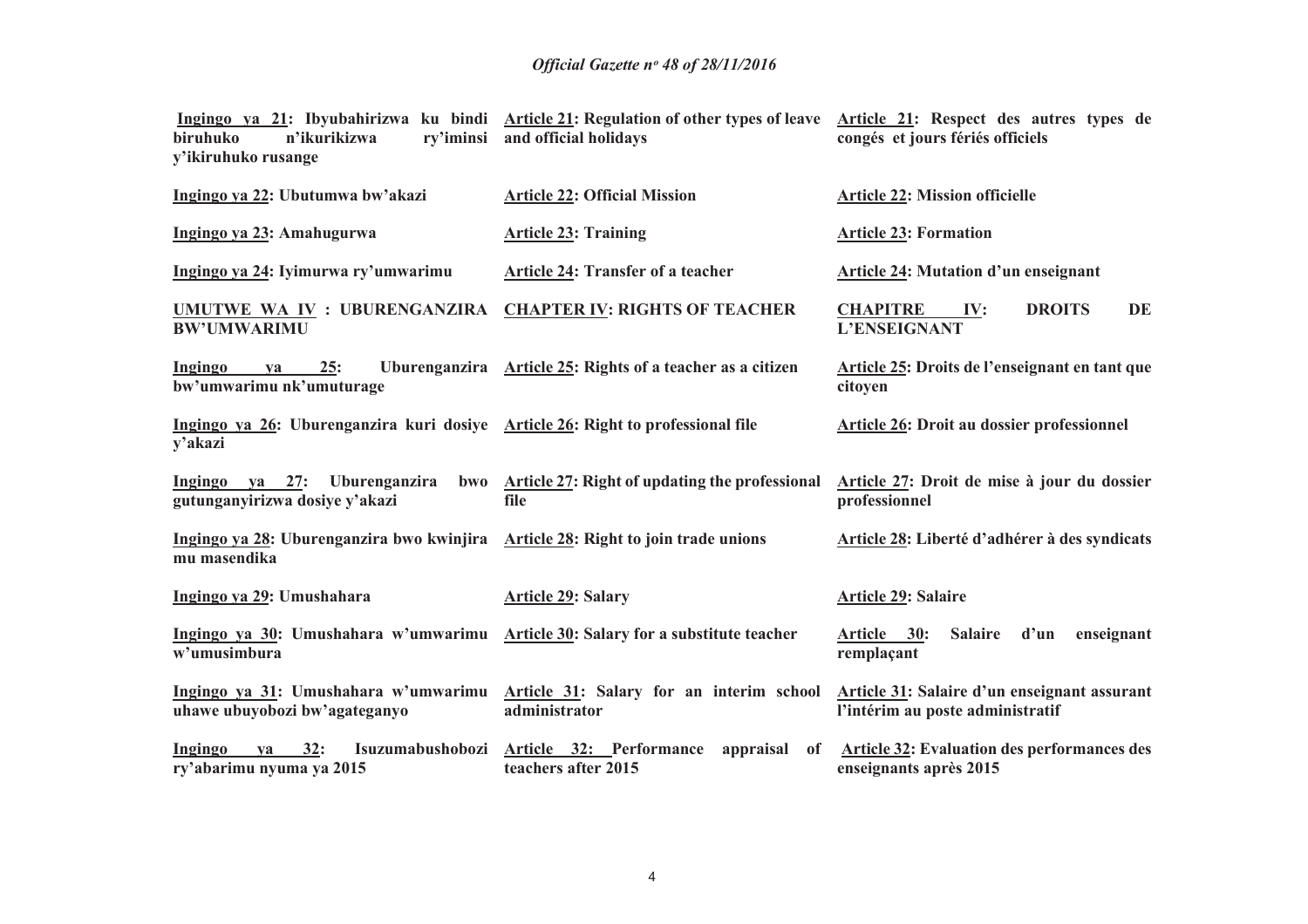**Ingingo ya 21: Ibyubahirizwa ku bindi biruhuko n'ikurikizwa ry'iminsi y'ikiruhuko rusange**

**Ingingo ya 22: Ubutumwa bw'akazi**

**Ingingo ya 23: Amahugurwa**

**Ingingo ya 24: Iyimurwa ry'umwarimu**

**UMUTWE WA IV : UBURENGANZIRA BW'UMWARIMU**

**Ingingo ya 25: Uburenganzira bw'umwarimu nk'umuturage**

**Ingingo ya 26: Uburenganzira kuri dosiye y'akazi**

**Ingingo ya 27: Uburenganzira bwo gutunganyirizwa dosiye y'akazi**

**Ingingo ya 28: Uburenganzira bwo kwinjira mu masendika**

**Ingingo ya 29: Umushahara**

**Ingingo ya 30: Umushahara w'umwarimu w'umusimbura**

**Ingingo ya 31: Umushahara w'umwarimu uhawe ubuyobozi bw'agateganyo**

**Ingingo ya 32: Isuzumabushobozi ry'abarimu nyuma ya 2015**

**Article 21: Regulation of other types of leave and official holidays**

**Article 22: Official Mission**

**Article 23: Training**

**Article 24: Transfer of a teacher**

**CHAPTER IV: RIGHTS OF TEACHER**

**Article 25: Rights of a teacher as a citizen**

**Article 26: Right to professional file**

**Article 27: Right of updating the professional file**

**Article 28: Right to join trade unions**

**Article 29: Salary**

**Article 30: Salary for a substitute teacher**

**Article 31: Salary for an interim school administrator**

**Article 32: Performance appraisal of teachers after 2015**

**Article 21: Respect des autres types de congés et jours fériés officiels**

**Article 22: Mission officielle**

**Article 23: Formation**

**Article 24: Mutation d'un enseignant**

**CHAPITRE IV: DROITS DE L'ENSEIGNANT**

**Article 25: Droits de l'enseignant en tant que citoyen**

**Article 26: Droit au dossier professionnel**

**Article 27: Droit de mise à jour du dossier professionnel**

**Article 28: Liberté d'adhérer à des syndicats**

**Article 29: Salaire**

**Article 30: Salaire d'un enseignant remplaçant**

**Article 31: Salaire d'un enseignant assurant l'intérim au poste administratif**

**Article 32: Evaluation des performances des enseignants après 2015**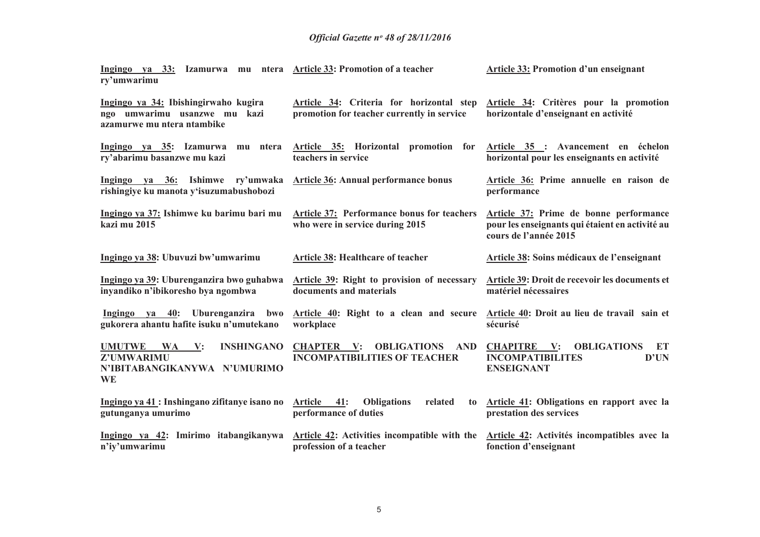| | | |
|---|---|---|
| **Ingingo ya 33: Izamurwa mu ntera ry'umwarimu** | **Article 33: Promotion of a teacher** | **Article 33: Promotion d'un enseignant** |
| **Ingingo ya 34: Ibishingirwaho kugira ngo umwarimu usanzwe mu kazi azamurwe mu ntera ntambike** | **Article 34: Criteria for horizontal step promotion for teacher currently in service** | **Article 34: Critères pour la promotion horizontale d'enseignant en activité** |
| **Ingingo ya 35: Izamurwa mu ntera ry'abarimu basanzwe mu kazi** | **Article 35: Horizontal promotion for teachers in service** | **Article 35 : Avancement en échelon horizontal pour les enseignants en activité** |
| **Ingingo ya 36: Ishimwe ry'umwaka rishingiye ku manota y'isuzumabushobozi** | **Article 36: Annual performance bonus** | **Article 36: Prime annuelle en raison de performance** |
| **Ingingo ya 37: Ishimwe ku barimu bari mu kazi mu 2015** | **Article 37: Performance bonus for teachers who were in service during 2015** | **Article 37: Prime de bonne performance pour les enseignants qui étaient en activité au cours de l'année 2015** |
| **Ingingo ya 38: Ubuvuzi bw'umwarimu** | **Article 38: Healthcare of teacher** | **Article 38: Soins médicaux de l'enseignant** |
| **Ingingo ya 39: Uburenganzira bwo guhabwa inyandiko n'ibikoresho bya ngombwa** | **Article 39: Right to provision of necessary documents and materials** | **Article 39: Droit de recevoir les documents et matériel nécessaires** |
| **Ingingo ya 40: Uburenganzira bwo gukorera ahantu hafite isuku n'umutekano** | **Article 40: Right to a clean and secure workplace** | **Article 40: Droit au lieu de travail sain et sécurisé** |
| **UMUTWE WA V: INSHINGANO Z'UMWARIMU N'IBITABANGIKANYWA N'UMURIMO WE** | **CHAPTER V: OBLIGATIONS AND INCOMPATIBILITIES OF TEACHER** | **CHAPITRE V: OBLIGATIONS ET INCOMPATIBILITES D'UN ENSEIGNANT** |
| **Ingingo ya 41 : Inshingano zifitanye isano no gutunganya umurimo** | **Article 41: Obligations related to performance of duties** | **Article 41: Obligations en rapport avec la prestation des services** |
| **Ingingo ya 42: Imirimo itabangikanywa n'iy'umwarimu** | **Article 42: Activities incompatible with the profession of a teacher** | **Article 42: Activités incompatibles avec la fonction d'enseignant** |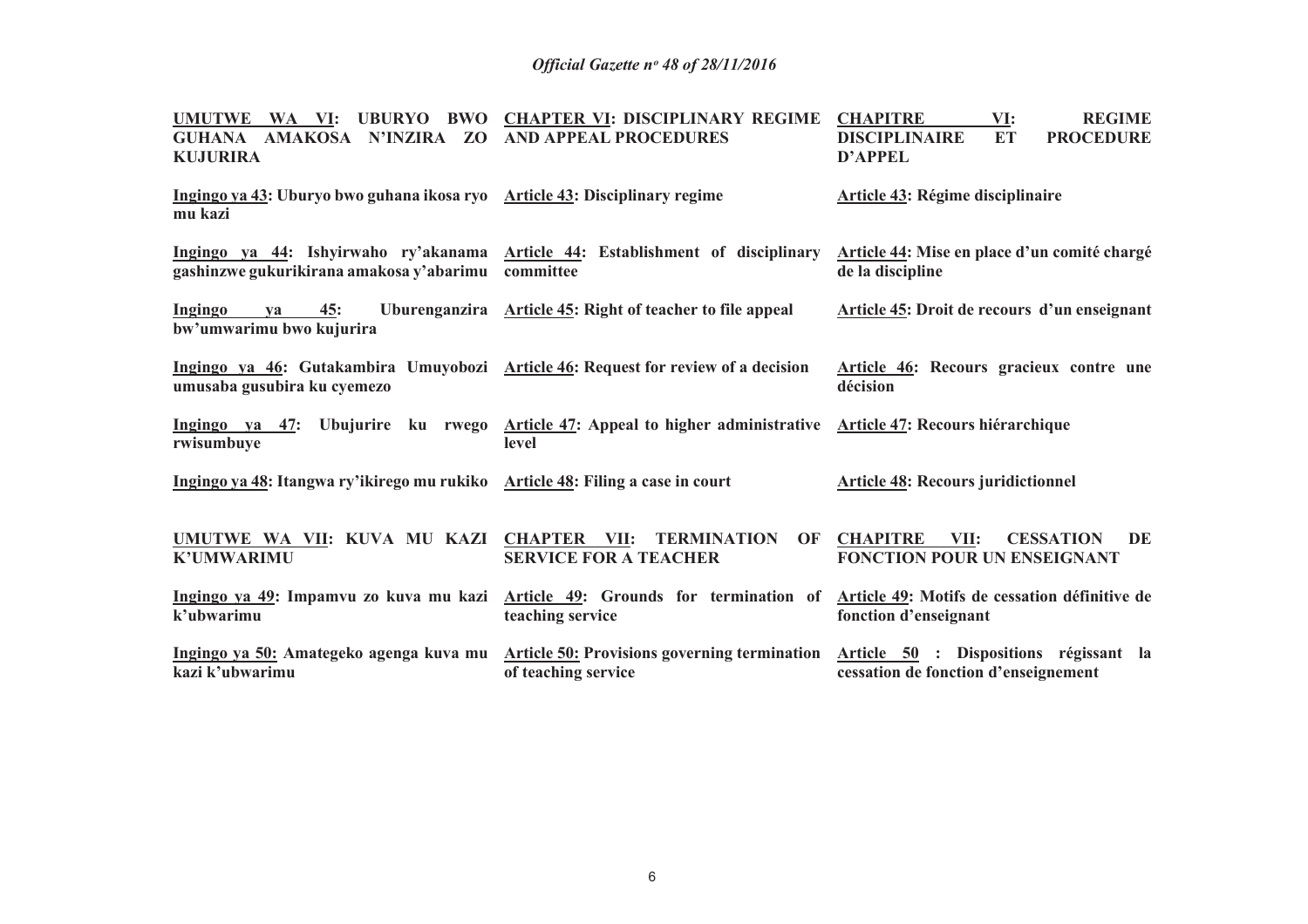| | | |
|---|---|---|
| **UMUTWE WA VI: UBURYO BWO GUHANA AMAKOSA N'INZIRA ZO KUJURIRA** | **CHAPTER VI: DISCIPLINARY REGIME AND APPEAL PROCEDURES** | **CHAPITRE VI: REGIME DISCIPLINAIRE ET PROCEDURE D'APPEL** |
| **Ingingo ya 43: Uburyo bwo guhana ikosa ryo mu kazi** | **Article 43: Disciplinary regime** | **Article 43: Régime disciplinaire** |
| **Ingingo ya 44: Ishyirwaho ry'akanama gashinzwe gukurikirana amakosa y'abarimu** | **Article 44: Establishment of disciplinary committee** | **Article 44: Mise en place d'un comité chargé de la discipline** |
| **Ingingo ya 45: Uburenganzira bw'umwarimu bwo kujurira** | **Article 45: Right of teacher to file appeal** | **Article 45: Droit de recours d'un enseignant** |
| **Ingingo ya 46: Gutakambira Umuyobozi umusaba gusubira ku cyemezo** | **Article 46: Request for review of a decision** | **Article 46: Recours gracieux contre une décision** |
| **Ingingo ya 47: Ubujurire ku rwego rwisumbuye** | **Article 47: Appeal to higher administrative level** | **Article 47: Recours hiérarchique** |
| **Ingingo ya 48: Itangwa ry'ikirego mu rukiko** | **Article 48: Filing a case in court** | **Article 48: Recours juridictionnel** |
| **UMUTWE WA VII: KUVA MU KAZI K'UMWARIMU** | **CHAPTER VII: TERMINATION OF SERVICE FOR A TEACHER** | **CHAPITRE VII: CESSATION DE FONCTION POUR UN ENSEIGNANT** |
| **Ingingo ya 49: Impamvu zo kuva mu kazi k'ubwarimu** | **Article 49: Grounds for termination of teaching service** | **Article 49: Motifs de cessation définitive de fonction d'enseignant** |
| **Ingingo ya 50: Amategeko agenga kuva mu kazi k'ubwarimu** | **Article 50: Provisions governing termination of teaching service** | **Article 50 : Dispositions régissant la cessation de fonction d'enseignement** |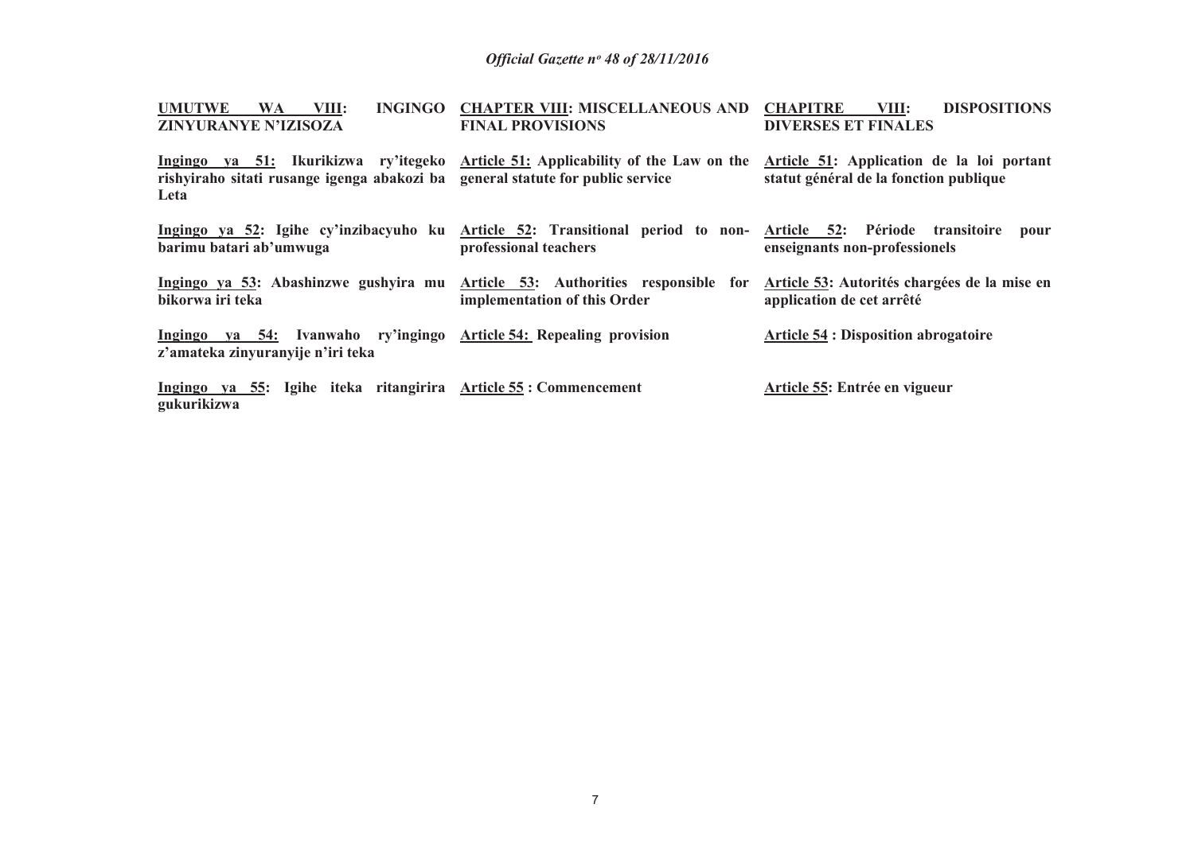| | | |
|---|---|---|
| **UMUTWE WA VIII: INGINGO ZINYURANYE N'IZISOZA** | **CHAPTER VIII: MISCELLANEOUS AND FINAL PROVISIONS** | **CHAPITRE VIII: DISPOSITIONS DIVERSES ET FINALES** |
| **Ingingo ya 51: Ikurikizwa ry'itegeko rishyiraho sitati rusange igenga abakozi ba Leta** | **Article 51: Applicability of the Law on the general statute for public service** | **Article 51: Application de la loi portant statut général de la fonction publique** |
| **Ingingo ya 52: Igihe cy'inzibacyuho ku barimu batari ab'umwuga** | **Article 52: Transitional period to non-professional teachers** | **Article 52: Période transitoire pour enseignants non-professionels** |
| **Ingingo ya 53: Abashinzwe gushyira mu bikorwa iri teka** | **Article 53: Authorities responsible for implementation of this Order** | **Article 53: Autorités chargées de la mise en application de cet arrêté** |
| **Ingingo ya 54: Ivanwaho ry'ingingo z'amateka zinyuranyije n'iri teka** | **Article 54: Repealing provision** | **Article 54 : Disposition abrogatoire** |
| **Ingingo ya 55: Igihe iteka ritangirira gukurikizwa** | **Article 55 : Commencement** | **Article 55: Entrée en vigueur** |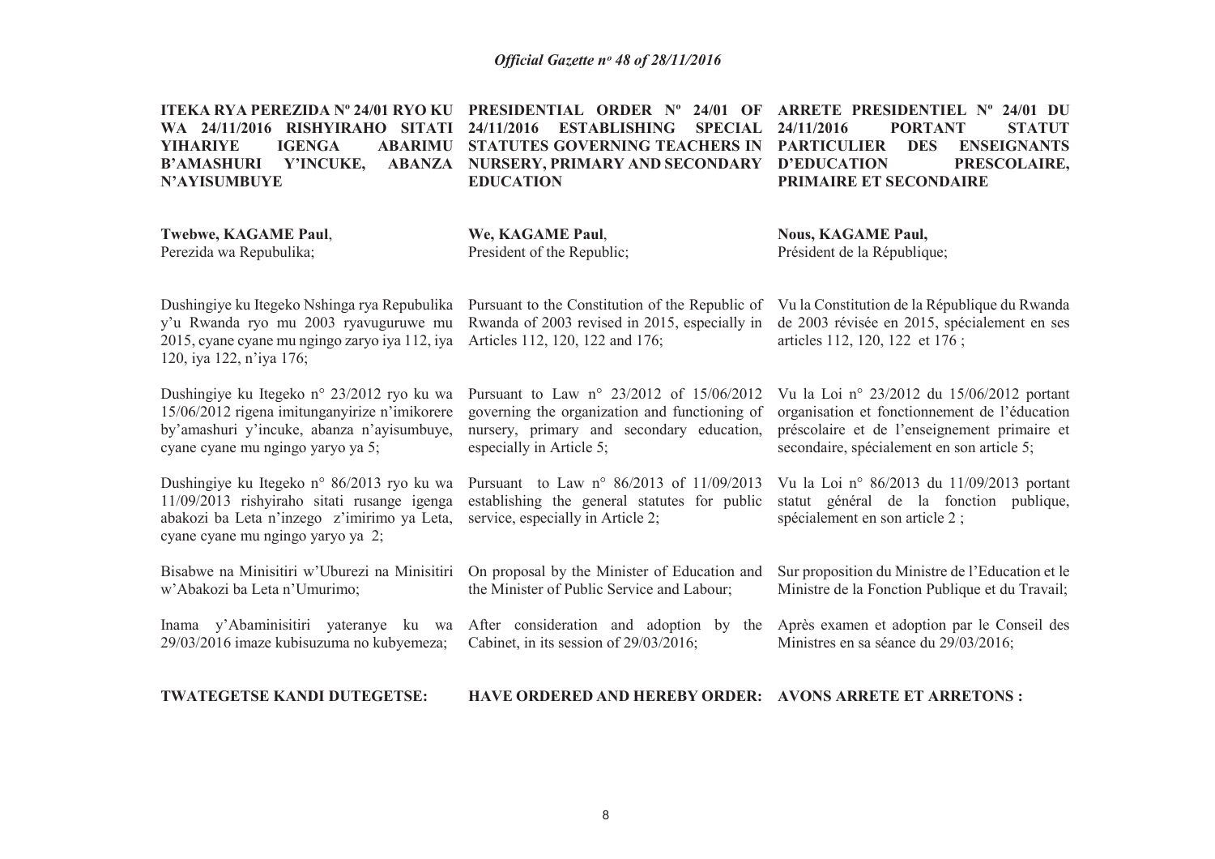**ITEKA RYA PEREZIDA Nº 24/01 RYO KU WA 24/11/2016 RISHYIRAHO SITATI YIHARIYE IGENGA ABARIMU B'AMASHURI Y'INCUKE, ABANZA N'AYISUMBUYE**

**Twebwe, KAGAME Paul**,
Perezida wa Repubulika;

Dushingiye ku Itegeko Nshinga rya Repubulika y'u Rwanda ryo mu 2003 ryavuguruwe mu 2015, cyane cyane mu ngingo zaryo iya 112, iya 120, iya 122, n'iya 176;

Dushingiye ku Itegeko n° 23/2012 ryo ku wa 15/06/2012 rigena imitunganyirize n'imikorere by'amashuri y'incuke, abanza n'ayisumbuye, cyane cyane mu ngingo yaryo ya 5;

Dushingiye ku Itegeko n° 86/2013 ryo ku wa 11/09/2013 rishyiraho sitati rusange igenga abakozi ba Leta n'inzego z'imirimo ya Leta, cyane cyane mu ngingo yaryo ya 2;

Bisabwe na Minisitiri w'Uburezi na Minisitiri w'Abakozi ba Leta n'Umurimo;

Inama y'Abaminisitiri yateranye ku wa 29/03/2016 imaze kubisuzuma no kubyemeza;

**TWATEGETSE KANDI DUTEGETSE:**

**PRESIDENTIAL ORDER Nº 24/01 OF 24/11/2016 ESTABLISHING SPECIAL STATUTES GOVERNING TEACHERS IN NURSERY, PRIMARY AND SECONDARY EDUCATION**

**We, KAGAME Paul**,
President of the Republic;

Pursuant to the Constitution of the Republic of Rwanda of 2003 revised in 2015, especially in Articles 112, 120, 122 and 176;

Pursuant to Law n° 23/2012 of 15/06/2012 governing the organization and functioning of nursery, primary and secondary education, especially in Article 5;

Pursuant to Law n° 86/2013 of 11/09/2013 establishing the general statutes for public service, especially in Article 2;

On proposal by the Minister of Education and the Minister of Public Service and Labour;

After consideration and adoption by the Cabinet, in its session of 29/03/2016;

**HAVE ORDERED AND HEREBY ORDER:**

**ARRETE PRESIDENTIEL Nº 24/01 DU 24/11/2016 PORTANT STATUT PARTICULIER DES ENSEIGNANTS D'EDUCATION PRESCOLAIRE, PRIMAIRE ET SECONDAIRE**

**Nous, KAGAME Paul,**
Président de la République;

Vu la Constitution de la République du Rwanda de 2003 révisée en 2015, spécialement en ses articles 112, 120, 122 et 176 ;

Vu la Loi n° 23/2012 du 15/06/2012 portant organisation et fonctionnement de l'éducation préscolaire et de l'enseignement primaire et secondaire, spécialement en son article 5;

Vu la Loi n° 86/2013 du 11/09/2013 portant statut général de la fonction publique, spécialement en son article 2 ;

Sur proposition du Ministre de l'Education et le Ministre de la Fonction Publique et du Travail;

Après examen et adoption par le Conseil des Ministres en sa séance du 29/03/2016;

**AVONS ARRETE ET ARRETONS :**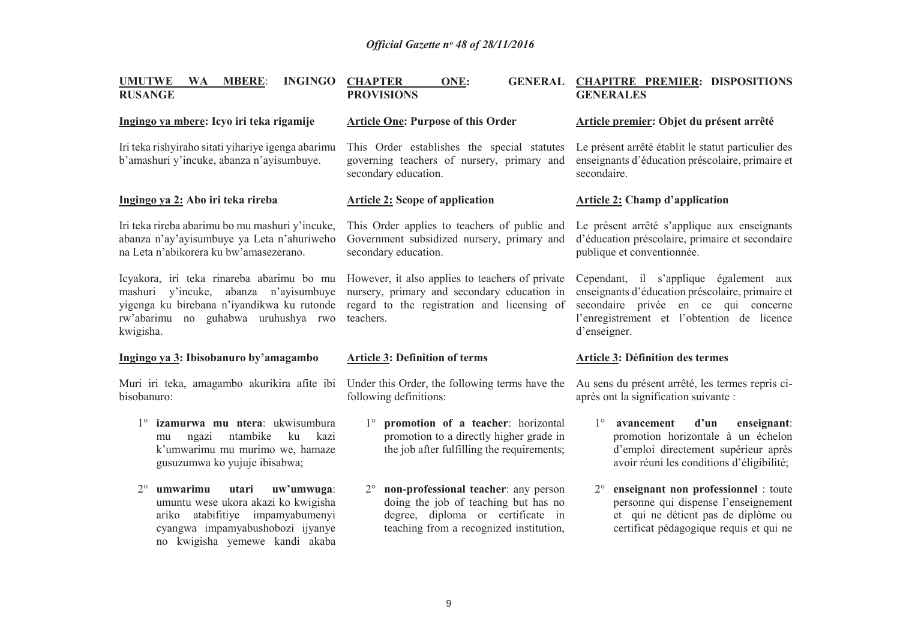**UMUTWE WA MBERE: INGINGO RUSANGE**

**Ingingo ya mbere: Icyo iri teka rigamije**

Iri teka rishyiraho sitati yihariye igenga abarimu b'amashuri y'incuke, abanza n'ayisumbuye.

**Ingingo ya 2: Abo iri teka rireba**

Iri teka rireba abarimu bo mu mashuri y'incuke, abanza n'ay'ayisumbuye ya Leta n'ahuriweho na Leta n'abikorera ku bw'amasezerano.

Icyakora, iri teka rinareba abarimu bo mu mashuri y'incuke, abanza n'ayisumbuye yigenga ku birebana n'iyandikwa ku rutonde rw'abarimu no guhabwa uruhushya rwo kwigisha.

**Ingingo ya 3: Ibisobanuro by'amagambo**

Muri iri teka, amagambo akurikira afite ibi bisobanuro:

1° **izamurwa mu ntera**: ukwisumbura mu ngazi ntambike ku kazi k'umwarimu mu murimo we, hamaze gusuzumwa ko yujuje ibisabwa;

2° **umwarimu utari uw'umwuga**: umuntu wese ukora akazi ko kwigisha ariko atabifitiye impamyabumenyi cyangwa impamyabushobozi ijyanye no kwigisha yemewe kandi akaba

**CHAPTER ONE: GENERAL PROVISIONS**

**Article One: Purpose of this Order**

This Order establishes the special statutes governing teachers of nursery, primary and secondary education.

**Article 2: Scope of application**

This Order applies to teachers of public and Government subsidized nursery, primary and secondary education.

However, it also applies to teachers of private nursery, primary and secondary education in regard to the registration and licensing of teachers.

**Article 3: Definition of terms**

Under this Order, the following terms have the following definitions:

1° **promotion of a teacher**: horizontal promotion to a directly higher grade in the job after fulfilling the requirements;

2° **non-professional teacher**: any person doing the job of teaching but has no degree, diploma or certificate in teaching from a recognized institution,

**CHAPITRE PREMIER: DISPOSITIONS GENERALES**

**Article premier: Objet du présent arrêté**

Le présent arrêté établit le statut particulier des enseignants d'éducation préscolaire, primaire et secondaire.

**Article 2: Champ d'application**

Le présent arrêté s'applique aux enseignants d'éducation préscolaire, primaire et secondaire publique et conventionnée.

Cependant, il s'applique également aux enseignants d'éducation préscolaire, primaire et secondaire privée en ce qui concerne l'enregistrement et l'obtention de licence d'enseigner.

**Article 3: Définition des termes**

Au sens du présent arrêté, les termes repris ci-après ont la signification suivante :

1° **avancement d'un enseignant**: promotion horizontale à un échelon d'emploi directement supérieur après avoir réuni les conditions d'éligibilité;

2° **enseignant non professionnel** : toute personne qui dispense l'enseignement et qui ne détient pas de diplôme ou certificat pédagogique requis et qui ne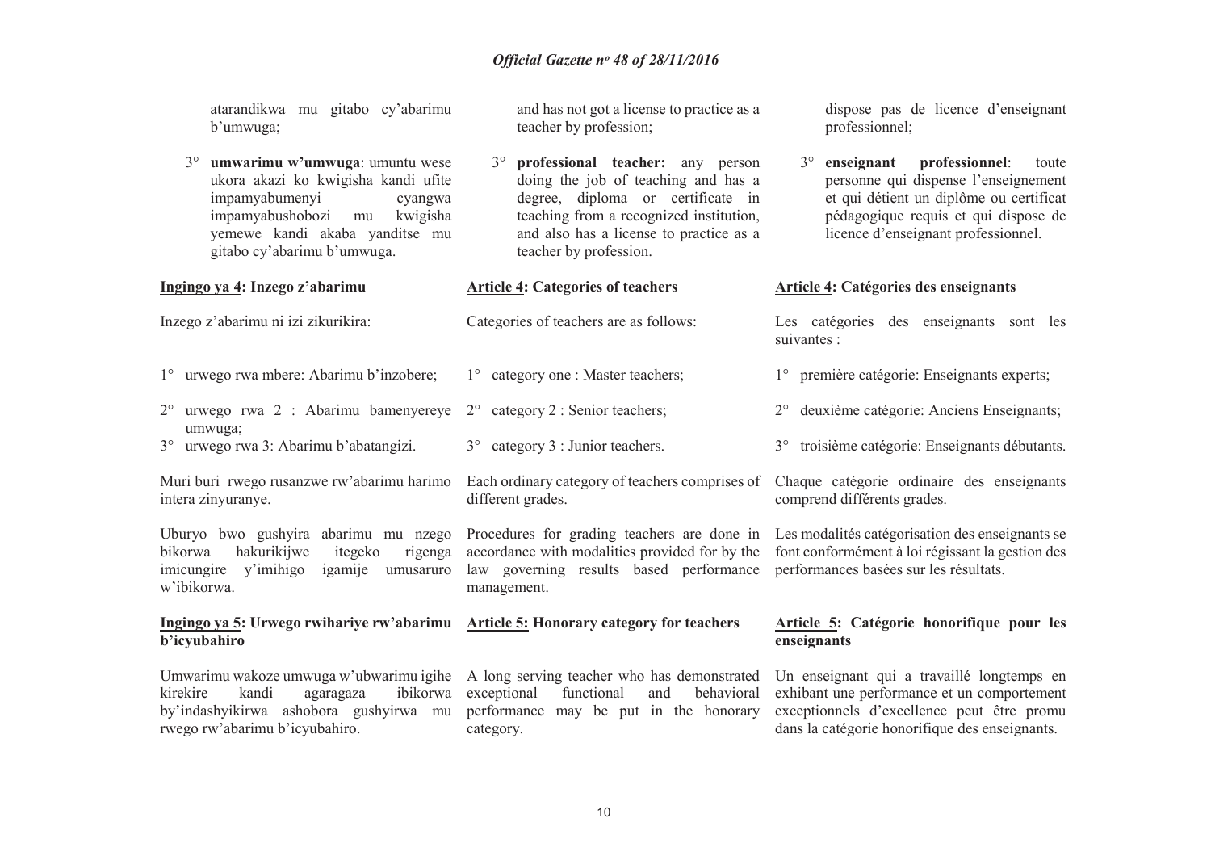atarandikwa mu gitabo cy'abarimu b'umwuga;

3° **umwarimu w'umwuga**: umuntu wese ukora akazi ko kwigisha kandi ufite impamyabumenyi cyangwa impamyabushobozi mu kwigisha yemewe kandi akaba yanditse mu gitabo cy'abarimu b'umwuga.

**Ingingo ya 4: Inzego z'abarimu**

Inzego z'abarimu ni izi zikurikira:

1° urwego rwa mbere: Abarimu b'inzobere;

2° urwego rwa 2 : Abarimu bamenyereye umwuga;

3° urwego rwa 3: Abarimu b'abatangizi.

Muri buri rwego rusanzwe rw'abarimu harimo intera zinyuranye.

Uburyo bwo gushyira abarimu mu nzego bikorwa hakurikijwe itegeko rigenga imicungire y'imihigo igamije umusaruro w'ibikorwa.

**Ingingo ya 5: Urwego rwihariye rw'abarimu b'icyubahiro**

Umwarimu wakoze umwuga w'ubwarimu igihe kirekire kandi agaragaza ibikorwa by'indashyikirwa ashobora gushyirwa mu rwego rw'abarimu b'icyubahiro.

and has not got a license to practice as a teacher by profession;

3° **professional teacher:** any person doing the job of teaching and has a degree, diploma or certificate in teaching from a recognized institution, and also has a license to practice as a teacher by profession.

**Article 4: Categories of teachers**

Categories of teachers are as follows:

1° category one : Master teachers;

2° category 2 : Senior teachers;

3° category 3 : Junior teachers.

Each ordinary category of teachers comprises of different grades.

Procedures for grading teachers are done in accordance with modalities provided for by the law governing results based performance management.

**Article 5: Honorary category for teachers**

A long serving teacher who has demonstrated exceptional functional and behavioral performance may be put in the honorary category.

dispose pas de licence d'enseignant professionnel;

3° **enseignant professionnel**: toute personne qui dispense l'enseignement et qui détient un diplôme ou certificat pédagogique requis et qui dispose de licence d'enseignant professionnel.

**Article 4: Catégories des enseignants**

Les catégories des enseignants sont les suivantes :

1° première catégorie: Enseignants experts;

2° deuxième catégorie: Anciens Enseignants;

3° troisième catégorie: Enseignants débutants.

Chaque catégorie ordinaire des enseignants comprend différents grades.

Les modalités catégorisation des enseignants se font conformément à loi régissant la gestion des performances basées sur les résultats.

**Article 5: Catégorie honorifique pour les enseignants**

Un enseignant qui a travaillé longtemps en exhibant une performance et un comportement exceptionnels d'excellence peut être promu dans la catégorie honorifique des enseignants.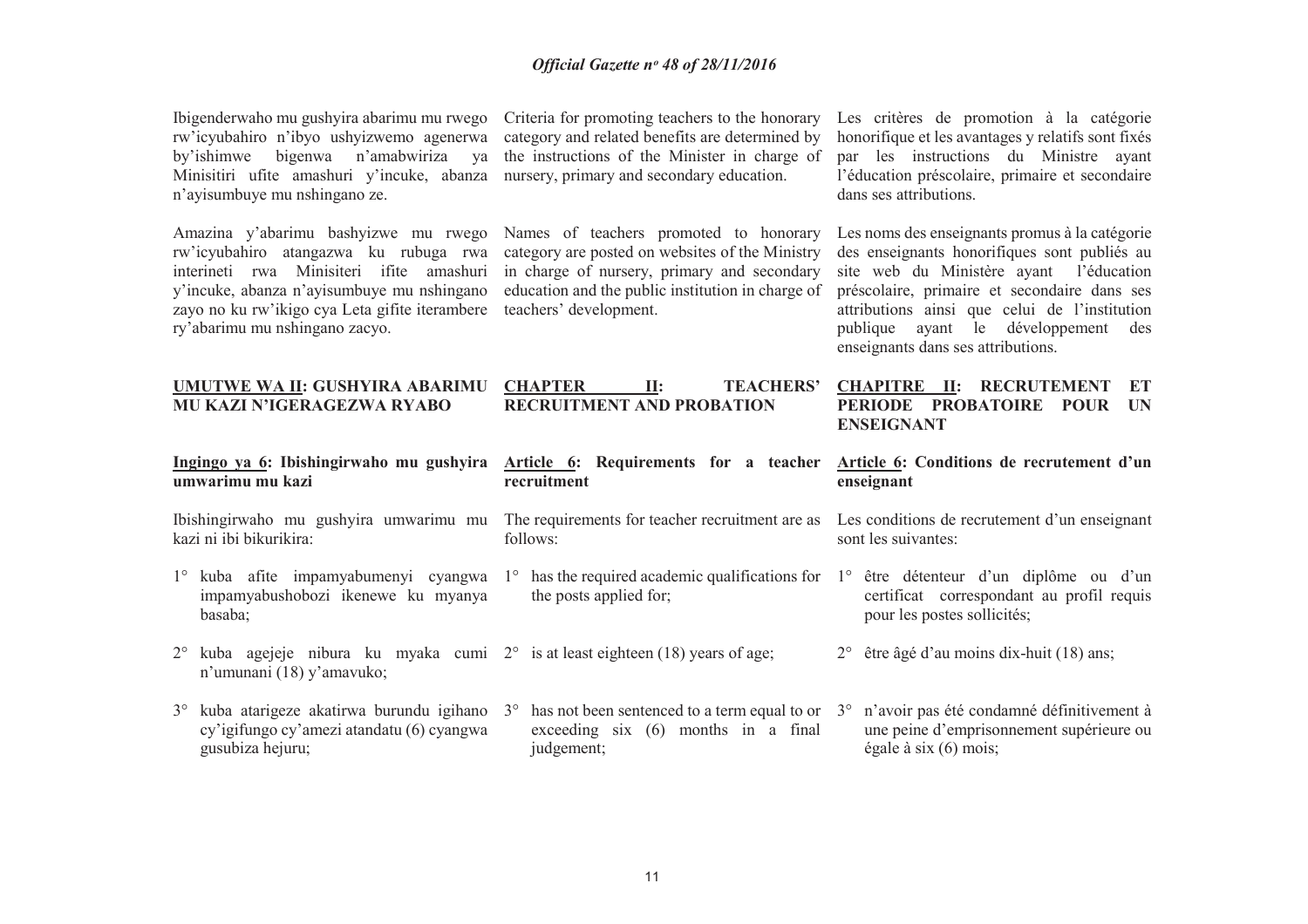Ibigenderwaho mu gushyira abarimu mu rwego rw'icyubahiro n'ibyo ushyizwemo agenerwa by'ishimwe bigenwa n'amabwiriza ya Minisitiri ufite amashuri y'incuke, abanza n'ayisumbuye mu nshingano ze.

Amazina y'abarimu bashyizwe mu rwego rw'icyubahiro atangazwa ku rubuga rwa interineti rwa Minisiteri ifite amashuri y'incuke, abanza n'ayisumbuye mu nshingano zayo no ku rw'ikigo cya Leta gifite iterambere ry'abarimu mu nshingano zacyo.

## UMUTWE WA II: GUSHYIRA ABARIMU MU KAZI N'IGERAGEZWA RYABO

### Ingingo ya 6: Ibishingirwaho mu gushyira umwarimu mu kazi

Ibishingirwaho mu gushyira umwarimu mu kazi ni ibi bikurikira:

1° kuba afite impamyabumenyi cyangwa impamyabushobozi ikenewe ku myanya basaba;

2° kuba agejeje nibura ku myaka cumi n'umunani (18) y'amavuko;

3° kuba atarigeze akatirwa burundu igihano cy'igifungo cy'amezi atandatu (6) cyangwa gusubiza hejuru;

Criteria for promoting teachers to the honorary category and related benefits are determined by the instructions of the Minister in charge of nursery, primary and secondary education.

Names of teachers promoted to honorary category are posted on websites of the Ministry in charge of nursery, primary and secondary education and the public institution in charge of teachers' development.

## CHAPTER II: TEACHERS' RECRUITMENT AND PROBATION

### Article 6: Requirements for a teacher recruitment

The requirements for teacher recruitment are as follows:

1° has the required academic qualifications for the posts applied for;

2° is at least eighteen (18) years of age;

3° has not been sentenced to a term equal to or exceeding six (6) months in a final judgement;

Les critères de promotion à la catégorie honorifique et les avantages y relatifs sont fixés par les instructions du Ministre ayant l'éducation préscolaire, primaire et secondaire dans ses attributions.

Les noms des enseignants promus à la catégorie des enseignants honorifiques sont publiés au site web du Ministère ayant l'éducation préscolaire, primaire et secondaire dans ses attributions ainsi que celui de l'institution publique ayant le développement des enseignants dans ses attributions.

## CHAPITRE II: RECRUTEMENT ET PERIODE PROBATOIRE POUR UN ENSEIGNANT

### Article 6: Conditions de recrutement d'un enseignant

Les conditions de recrutement d'un enseignant sont les suivantes:

1° être détenteur d'un diplôme ou d'un certificat correspondant au profil requis pour les postes sollicités;

2° être âgé d'au moins dix-huit (18) ans;

3° n'avoir pas été condamné définitivement à une peine d'emprisonnement supérieure ou égale à six (6) mois;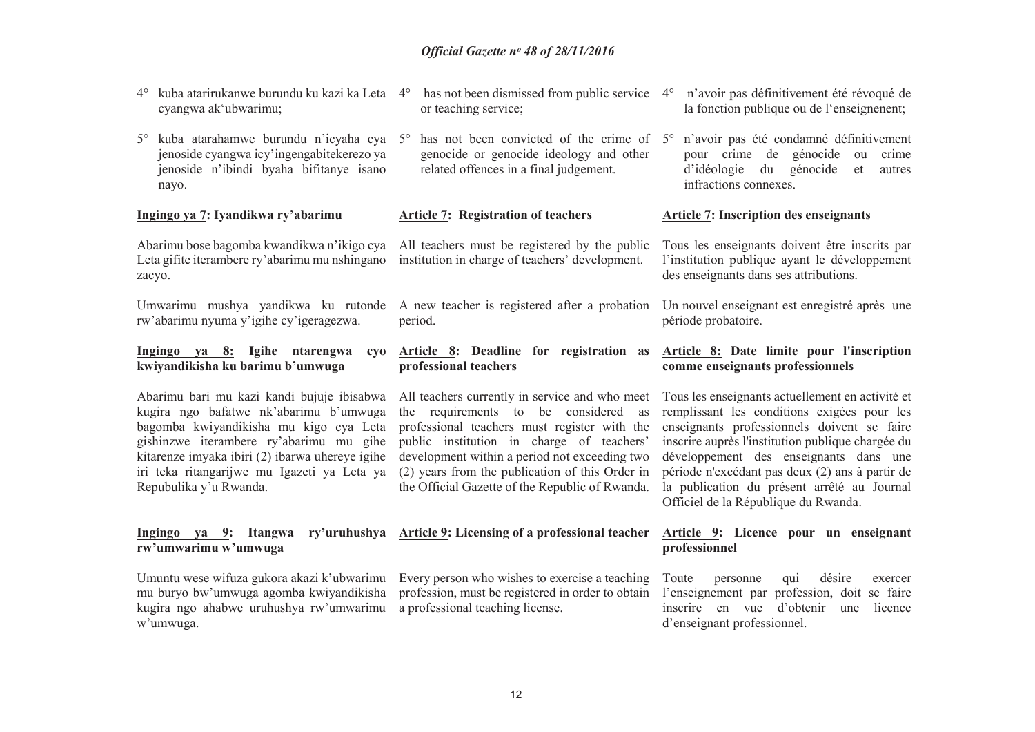4° kuba atarirukanwe burundu ku kazi ka Leta cyangwa ak'ubwarimu;

5° kuba atarahamwe burundu n'icyaha cya jenoside cyangwa icy'ingengabitekerezo ya jenoside n'ibindi byaha bifitanye isano nayo.

**Ingingo ya 7: Iyandikwa ry'abarimu**

Abarimu bose bagomba kwandikwa n'ikigo cya Leta gifite iterambere ry'abarimu mu nshingano zacyo.

Umwarimu mushya yandikwa ku rutonde rw'abarimu nyuma y'igihe cy'igeragezwa.

**Ingingo ya 8: Igihe ntarengwa cyo kwiyandikisha ku barimu b'umwuga**

Abarimu bari mu kazi kandi bujuje ibisabwa kugira ngo bafatwe nk'abarimu b'umwuga bagomba kwiyandikisha mu kigo cya Leta gishinzwe iterambere ry'abarimu mu gihe kitarenze imyaka ibiri (2) ibarwa uhereye igihe iri teka ritangarijwe mu Igazeti ya Leta ya Repubulika y'u Rwanda.

**Ingingo ya 9: Itangwa ry'uruhushya rw'umwarimu w'umwuga**

Umuntu wese wifuza gukora akazi k'ubwarimu mu buryo bw'umwuga agomba kwiyandikisha kugira ngo ahabwe uruhushya rw'umwarimu w'umwuga.

4° has not been dismissed from public service or teaching service;

5° has not been convicted of the crime of genocide or genocide ideology and other related offences in a final judgement.

**Article 7: Registration of teachers**

All teachers must be registered by the public institution in charge of teachers' development.

A new teacher is registered after a probation period.

**Article 8: Deadline for registration as professional teachers**

All teachers currently in service and who meet the requirements to be considered as professional teachers must register with the public institution in charge of teachers' development within a period not exceeding two (2) years from the publication of this Order in the Official Gazette of the Republic of Rwanda.

**Article 9: Licensing of a professional teacher**

Every person who wishes to exercise a teaching profession, must be registered in order to obtain a professional teaching license.

4° n'avoir pas définitivement été révoqué de la fonction publique ou de l'enseignenent;

5° n'avoir pas été condamné définitivement pour crime de génocide ou crime d'idéologie du génocide et autres infractions connexes.

**Article 7: Inscription des enseignants**

Tous les enseignants doivent être inscrits par l'institution publique ayant le développement des enseignants dans ses attributions.

Un nouvel enseignant est enregistré après une période probatoire.

**Article 8: Date limite pour l'inscription comme enseignants professionnels**

Tous les enseignants actuellement en activité et remplissant les conditions exigées pour les enseignants professionnels doivent se faire inscrire auprès l'institution publique chargée du développement des enseignants dans une période n'excédant pas deux (2) ans à partir de la publication du présent arrêté au Journal Officiel de la République du Rwanda.

**Article 9: Licence pour un enseignant professionnel**

Toute personne qui désire exercer l'enseignement par profession, doit se faire inscrire en vue d'obtenir une licence d'enseignant professionnel.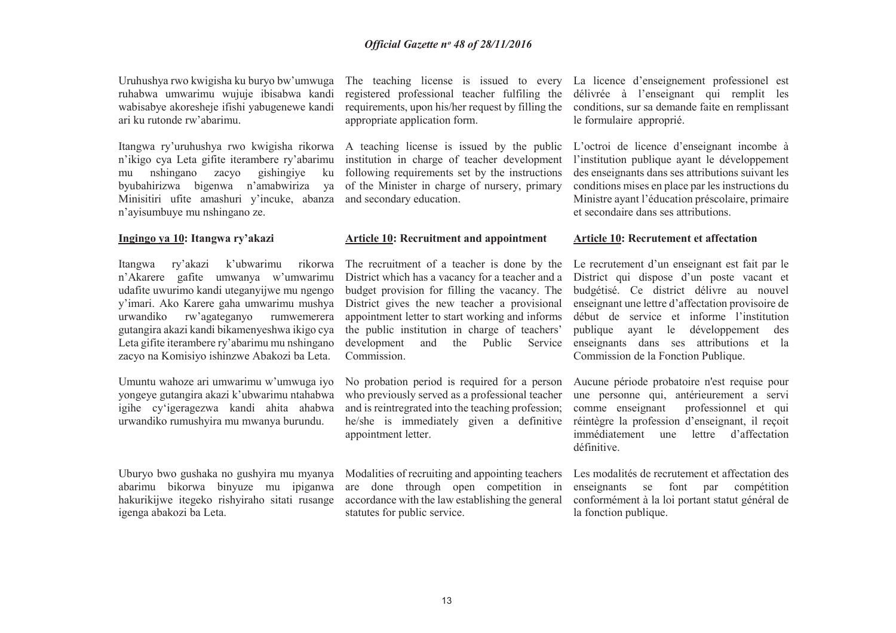Uruhushya rwo kwigisha ku buryo bw'umwuga ruhabwa umwarimu wujuje ibisabwa kandi wabisabye akoresheje ifishi yabugenewe kandi ari ku rutonde rw'abarimu.

Itangwa ry'uruhushya rwo kwigisha rikorwa n'ikigo cya Leta gifite iterambere ry'abarimu mu nshingano zacyo gishingiye ku byubahirizwa bigenwa n'amabwiriza ya Minisitiri ufite amashuri y'incuke, abanza n'ayisumbuye mu nshingano ze.

**Ingingo ya 10: Itangwa ry'akazi**

Itangwa ry'akazi k'ubwarimu rikorwa n'Akarere gafite umwanya w'umwarimu udafite uwurimo kandi uteganyijwe mu ngengo y'imari. Ako Karere gaha umwarimu mushya urwandiko rw'agateganyo rumwemerera gutangira akazi kandi bikamenyeshwa ikigo cya Leta gifite iterambere ry'abarimu mu nshingano zacyo na Komisiyo ishinzwe Abakozi ba Leta.

Umuntu wahoze ari umwarimu w'umwuga iyo yongeye gutangira akazi k'ubwarimu ntahabwa igihe cy'igeragezwa kandi ahita ahabwa urwandiko rumushyira mu mwanya burundu.

Uburyo bwo gushaka no gushyira mu myanya abarimu bikorwa binyuze mu ipiganwa hakurikijwe itegeko rishyiraho sitati rusange igenga abakozi ba Leta.

The teaching license is issued to every registered professional teacher fulfiling the requirements, upon his/her request by filling the appropriate application form.

A teaching license is issued by the public institution in charge of teacher development following requirements set by the instructions of the Minister in charge of nursery, primary and secondary education.

**Article 10: Recruitment and appointment**

The recruitment of a teacher is done by the District which has a vacancy for a teacher and a budget provision for filling the vacancy. The District gives the new teacher a provisional appointment letter to start working and informs the public institution in charge of teachers' development and the Public Service Commission.

No probation period is required for a person who previously served as a professional teacher and is reintregrated into the teaching profession; he/she is immediately given a definitive appointment letter.

Modalities of recruiting and appointing teachers are done through open competition in accordance with the law establishing the general statutes for public service.

La licence d'enseignement professionel est délivrée à l'enseignant qui remplit les conditions, sur sa demande faite en remplissant le formulaire approprié.

L'octroi de licence d'enseignant incombe à l'institution publique ayant le développement des enseignants dans ses attributions suivant les conditions mises en place par les instructions du Ministre ayant l'éducation préscolaire, primaire et secondaire dans ses attributions.

**Article 10: Recrutement et affectation**

Le recrutement d'un enseignant est fait par le District qui dispose d'un poste vacant et budgétisé. Ce district délivre au nouvel enseignant une lettre d'affectation provisoire de début de service et informe l'institution publique ayant le développement des enseignants dans ses attributions et la Commission de la Fonction Publique.

Aucune période probatoire n'est requise pour une personne qui, antérieurement a servi comme enseignant professionnel et qui réintègre la profession d'enseignant, il reçoit immédiatement une lettre d'affectation définitive.

Les modalités de recrutement et affectation des enseignants se font par compétition conformément à la loi portant statut général de la fonction publique.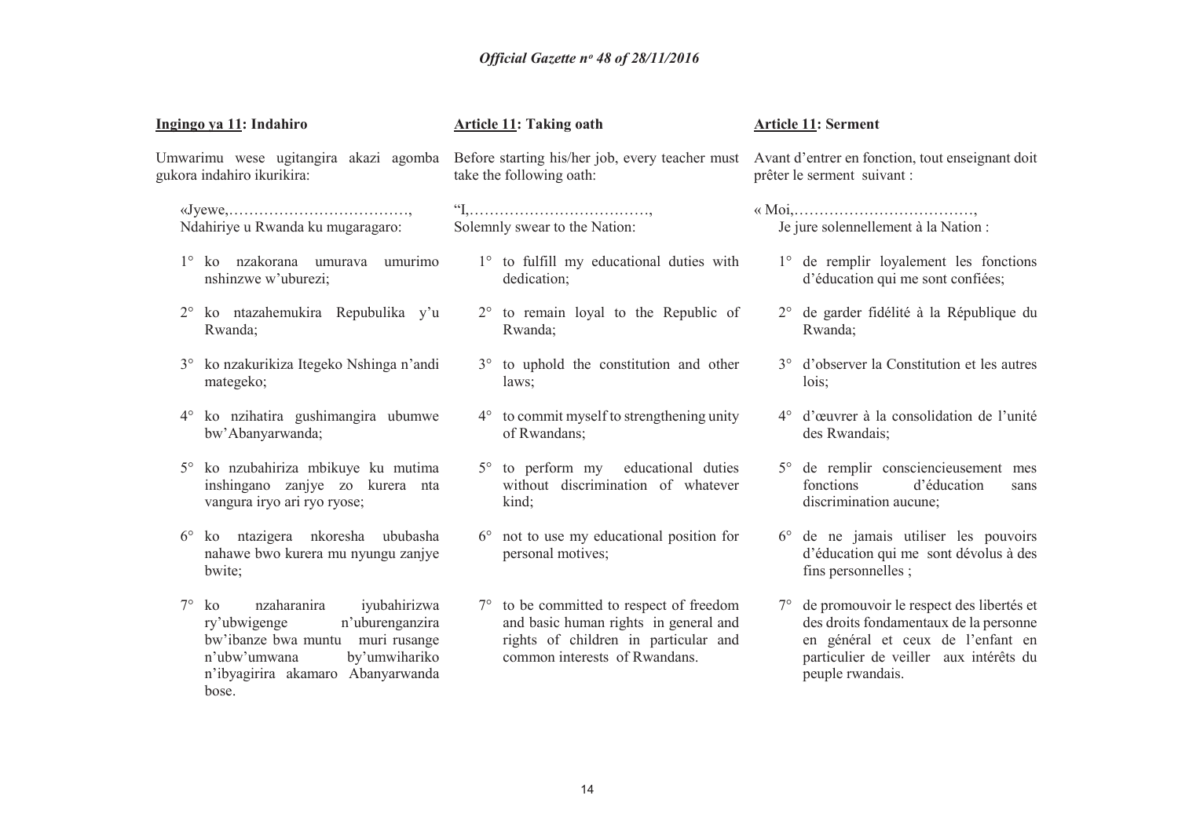**Ingingo ya 11: Indahiro**

Umwarimu wese ugitangira akazi agomba gukora indahiro ikurikira:

«Jyewe,………………………………,
Ndahiriye u Rwanda ku mugaragaro:

1° ko nzakorana umurava umurimo nshinzwe w'uburezi;

2° ko ntazahemukira Repubulika y'u Rwanda;

3° ko nzakurikiza Itegeko Nshinga n'andi mategeko;

4° ko nzihatira gushimangira ubumwe bw'Abanyarwanda;

5° ko nzubahiriza mbikuye ku mutima inshingano zanjye zo kurera nta vangura iryo ari ryo ryose;

6° ko ntazigera nkoresha ububasha nahawe bwo kurera mu nyungu zanjye bwite;

7° ko nzaharanira iyubahirizwa ry'ubwigenge n'uburenganzira bw'ibanze bwa muntu muri rusange n'ubw'umwana by'umwihariko n'ibyagirira akamaro Abanyarwanda bose.

**Article 11: Taking oath**

Before starting his/her job, every teacher must take the following oath:

"I,………………………………,
Solemnly swear to the Nation:

1° to fulfill my educational duties with dedication;

2° to remain loyal to the Republic of Rwanda;

3° to uphold the constitution and other laws;

4° to commit myself to strengthening unity of Rwandans;

5° to perform my educational duties without discrimination of whatever kind;

6° not to use my educational position for personal motives;

7° to be committed to respect of freedom and basic human rights in general and rights of children in particular and common interests of Rwandans.

**Article 11: Serment**

Avant d'entrer en fonction, tout enseignant doit prêter le serment suivant :

« Moi,………………………………,
Je jure solennellement à la Nation :

1° de remplir loyalement les fonctions d'éducation qui me sont confiées;

2° de garder fidélité à la République du Rwanda;

3° d'observer la Constitution et les autres lois;

4° d'œuvrer à la consolidation de l'unité des Rwandais;

5° de remplir consciencieusement mes fonctions d'éducation sans discrimination aucune;

6° de ne jamais utiliser les pouvoirs d'éducation qui me sont dévolus à des fins personnelles ;

7° de promouvoir le respect des libertés et des droits fondamentaux de la personne en général et ceux de l'enfant en particulier de veiller aux intérêts du peuple rwandais.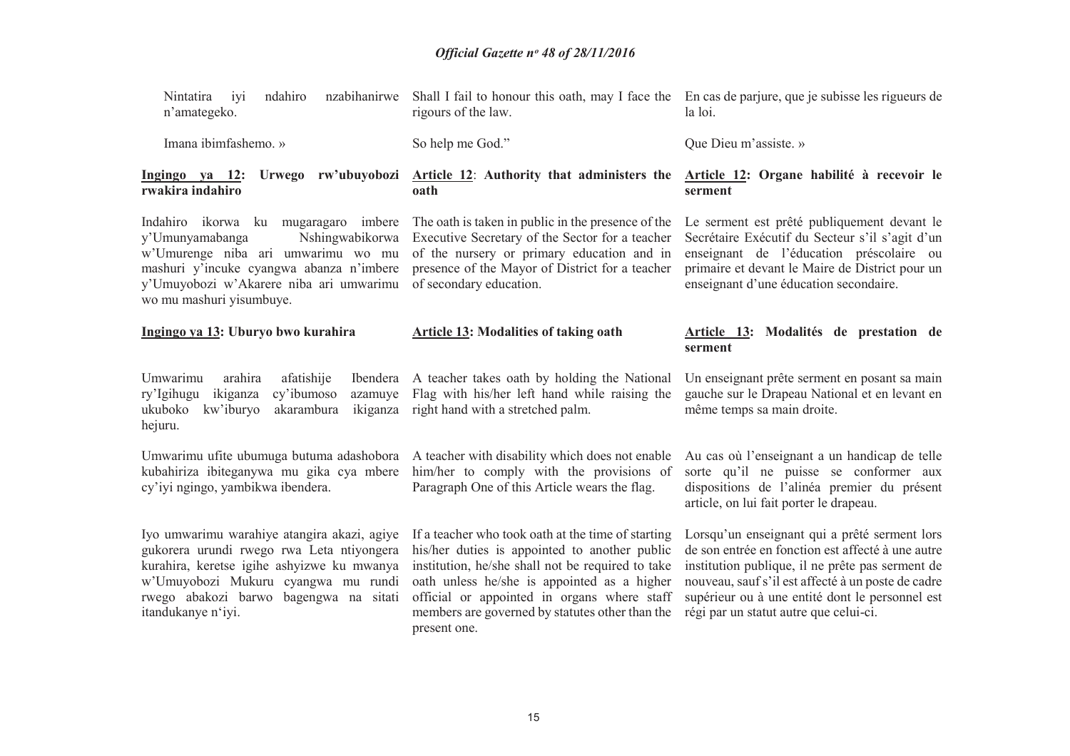Nintatira iyi ndahiro nzabihanirwe n'amategeko.

Imana ibimfashemo. »

**<u>Ingingo ya 12</u>: Urwego rw'ubuyobozi rwakira indahiro**

Indahiro ikorwa ku mugaragaro imbere y'Umunyamabanga Nshingwabikorwa w'Umurenge niba ari umwarimu wo mu mashuri y'incuke cyangwa abanza n'imbere y'Umuyobozi w'Akarere niba ari umwarimu wo mu mashuri yisumbuye.

**<u>Ingingo ya 13</u>: Uburyo bwo kurahira**

Umwarimu arahira afatishije Ibendera ry'Igihugu ikiganza cy'ibumoso azamuye ukuboko kw'iburyo akarambura ikiganza hejuru.

Umwarimu ufite ubumuga butuma adashobora kubahiriza ibiteganywa mu gika cya mbere cy'iyi ngingo, yambikwa ibendera.

Iyo umwarimu warahiye atangira akazi, agiye gukorera urundi rwego rwa Leta ntiyongera kurahira, keretse igihe ashyizwe ku mwanya w'Umuyobozi Mukuru cyangwa mu rundi rwego abakozi barwo bagengwa na sitati itandukanye n'iyi.

Shall I fail to honour this oath, may I face the rigours of the law.

So help me God."

**<u>Article 12</u>: Authority that administers the oath**

The oath is taken in public in the presence of the Executive Secretary of the Sector for a teacher of the nursery or primary education and in presence of the Mayor of District for a teacher of secondary education.

**<u>Article 13</u>: Modalities of taking oath**

A teacher takes oath by holding the National Flag with his/her left hand while raising the right hand with a stretched palm.

A teacher with disability which does not enable him/her to comply with the provisions of Paragraph One of this Article wears the flag.

If a teacher who took oath at the time of starting his/her duties is appointed to another public institution, he/she shall not be required to take oath unless he/she is appointed as a higher official or appointed in organs where staff members are governed by statutes other than the present one.

En cas de parjure, que je subisse les rigueurs de la loi.

Que Dieu m'assiste. »

**<u>Article 12</u>: Organe habilité à recevoir le serment**

Le serment est prêté publiquement devant le Secrétaire Exécutif du Secteur s'il s'agit d'un enseignant de l'éducation préscolaire ou primaire et devant le Maire de District pour un enseignant d'une éducation secondaire.

**<u>Article 13</u>: Modalités de prestation de serment**

Un enseignant prête serment en posant sa main gauche sur le Drapeau National et en levant en même temps sa main droite.

Au cas où l'enseignant a un handicap de telle sorte qu'il ne puisse se conformer aux dispositions de l'alinéa premier du présent article, on lui fait porter le drapeau.

Lorsqu'un enseignant qui a prêté serment lors de son entrée en fonction est affecté à une autre institution publique, il ne prête pas serment de nouveau, sauf s'il est affecté à un poste de cadre supérieur ou à une entité dont le personnel est régi par un statut autre que celui-ci.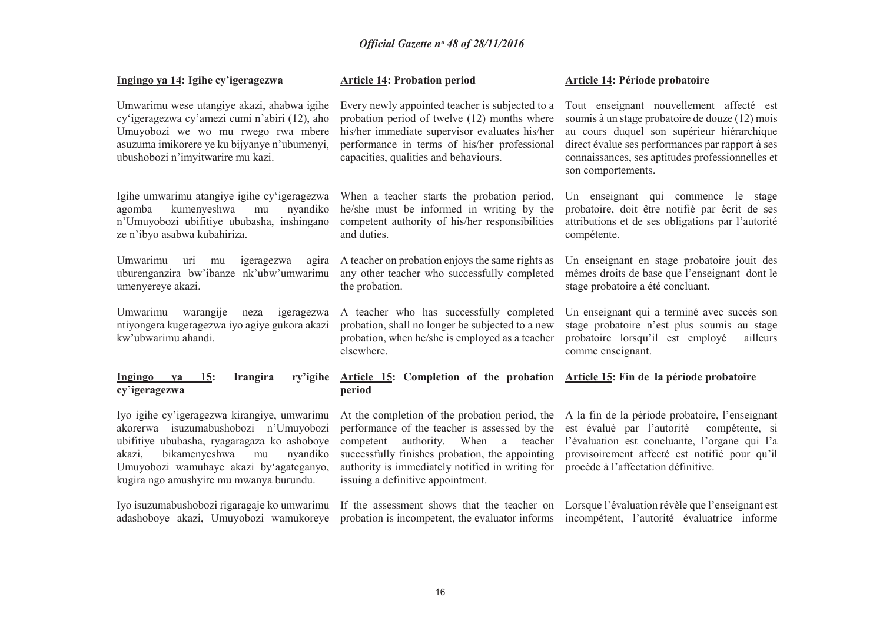**Ingingo ya 14: Igihe cy'igeragezwa**

Umwarimu wese utangiye akazi, ahabwa igihe cy'igeragezwa cy'amezi cumi n'abiri (12), aho Umuyobozi we wo mu rwego rwa mbere asuzuma imikorere ye ku bijyanye n'ubumenyi, ubushobozi n'imyitwarire mu kazi.

Igihe umwarimu atangiye igihe cy'igeragezwa agomba kumenyeshwa mu nyandiko n'Umuyobozi ubifitiye ububasha, inshingano ze n'ibyo asabwa kubahiriza.

Umwarimu uri mu igeragezwa agira uburenganzira bw'ibanze nk'ubw'umwarimu umenyereye akazi.

Umwarimu warangije neza igeragezwa ntiyongera kugeragezwa iyo agiye gukora akazi kw'ubwarimu ahandi.

**Ingingo ya 15: Irangira ry'igihe cy'igeragezwa**

Iyo igihe cy'igeragezwa kirangiye, umwarimu akorerwa isuzumabushobozi n'Umuyobozi ubifitiye ububasha, ryagaragaza ko ashoboye akazi, bikamenyeshwa mu nyandiko Umuyobozi wamuhaye akazi by'agateganyo, kugira ngo amushyire mu mwanya burundu.

Iyo isuzumabushobozi rigaragaje ko umwarimu adashoboye akazi, Umuyobozi wamukoreye

**Article 14: Probation period**

Every newly appointed teacher is subjected to a probation period of twelve (12) months where his/her immediate supervisor evaluates his/her performance in terms of his/her professional capacities, qualities and behaviours.

When a teacher starts the probation period, he/she must be informed in writing by the competent authority of his/her responsibilities and duties.

A teacher on probation enjoys the same rights as any other teacher who successfully completed the probation.

A teacher who has successfully completed probation, shall no longer be subjected to a new probation, when he/she is employed as a teacher elsewhere.

**Article 15: Completion of the probation period**

At the completion of the probation period, the performance of the teacher is assessed by the competent authority. When a teacher successfully finishes probation, the appointing authority is immediately notified in writing for issuing a definitive appointment.

If the assessment shows that the teacher on probation is incompetent, the evaluator informs

**Article 14: Période probatoire**

Tout enseignant nouvellement affecté est soumis à un stage probatoire de douze (12) mois au cours duquel son supérieur hiérarchique direct évalue ses performances par rapport à ses connaissances, ses aptitudes professionnelles et son comportements.

Un enseignant qui commence le stage probatoire, doit être notifié par écrit de ses attributions et de ses obligations par l'autorité compétente.

Un enseignant en stage probatoire jouit des mêmes droits de base que l'enseignant dont le stage probatoire a été concluant.

Un enseignant qui a terminé avec succès son stage probatoire n'est plus soumis au stage probatoire lorsqu'il est employé ailleurs comme enseignant.

**Article 15: Fin de la période probatoire**

A la fin de la période probatoire, l'enseignant est évalué par l'autorité compétente, si l'évaluation est concluante, l'organe qui l'a provisoirement affecté est notifié pour qu'il procède à l'affectation définitive.

Lorsque l'évaluation révèle que l'enseignant est incompétent, l'autorité évaluatrice informe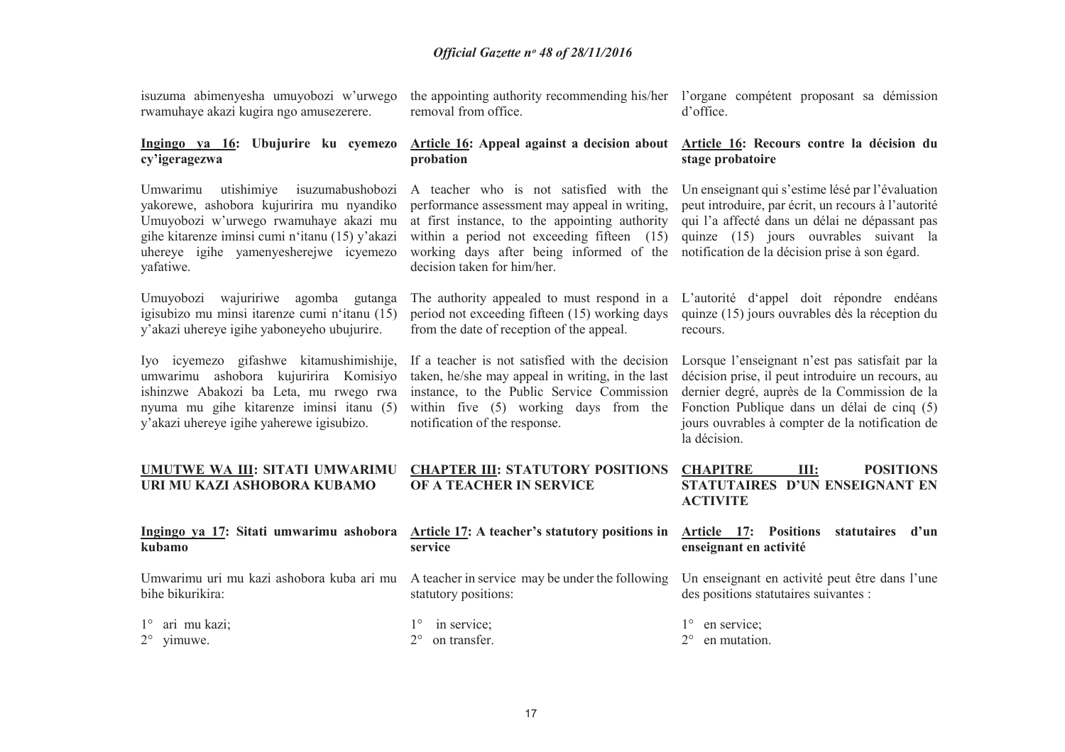isuzuma abimenyesha umuyobozi w'urwego rwamuhaye akazi kugira ngo amusezerere.

the appointing authority recommending his/her removal from office.

l'organe compétent proposant sa démission d'office.

**Ingingo ya 16: Ubujurire ku cyemezo cy'igeragezwa**

Umwarimu utishimiye isuzumabushobozi yakorewe, ashobora kujuririra mu nyandiko Umuyobozi w'urwego rwamuhaye akazi mu gihe kitarenze iminsi cumi n'itanu (15) y'akazi uhereye igihe yamenyesherejwe icyemezo yafatiwe.

Umuyobozi wajuririwe agomba gutanga igisubizo mu minsi itarenze cumi n'itanu (15) y'akazi uhereye igihe yaboneyeho ubujurire.

Iyo icyemezo gifashwe kitamushimishije, umwarimu ashobora kujuririra Komisiyo ishinzwe Abakozi ba Leta, mu rwego rwa nyuma mu gihe kitarenze iminsi itanu (5) y'akazi uhereye igihe yaherewe igisubizo.

**Article 16: Appeal against a decision about probation**

A teacher who is not satisfied with the performance assessment may appeal in writing, at first instance, to the appointing authority within a period not exceeding fifteen (15) working days after being informed of the decision taken for him/her.

The authority appealed to must respond in a period not exceeding fifteen (15) working days from the date of reception of the appeal.

If a teacher is not satisfied with the decision taken, he/she may appeal in writing, in the last instance, to the Public Service Commission within five (5) working days from the notification of the response.

**Article 16: Recours contre la décision du stage probatoire**

Un enseignant qui s'estime lésé par l'évaluation peut introduire, par écrit, un recours à l'autorité qui l'a affecté dans un délai ne dépassant pas quinze (15) jours ouvrables suivant la notification de la décision prise à son égard.

L'autorité d'appel doit répondre endéans quinze (15) jours ouvrables dès la réception du recours.

Lorsque l'enseignant n'est pas satisfait par la décision prise, il peut introduire un recours, au dernier degré, auprès de la Commission de la Fonction Publique dans un délai de cinq (5) jours ouvrables à compter de la notification de la décision.

**UMUTWE WA III: SITATI UMWARIMU URI MU KAZI ASHOBORA KUBAMO**

**CHAPTER III: STATUTORY POSITIONS OF A TEACHER IN SERVICE**

**CHAPITRE III: POSITIONS STATUTAIRES D'UN ENSEIGNANT EN ACTIVITE**

**Ingingo ya 17: Sitati umwarimu ashobora kubamo**

Umwarimu uri mu kazi ashobora kuba ari mu bihe bikurikira:

1° ari mu kazi;
2° yimuwe.

**Article 17: A teacher's statutory positions in service**

A teacher in service may be under the following statutory positions:

1° in service;
2° on transfer.

**Article 17: Positions statutaires d'un enseignant en activité**

Un enseignant en activité peut être dans l'une des positions statutaires suivantes :

1° en service;
2° en mutation.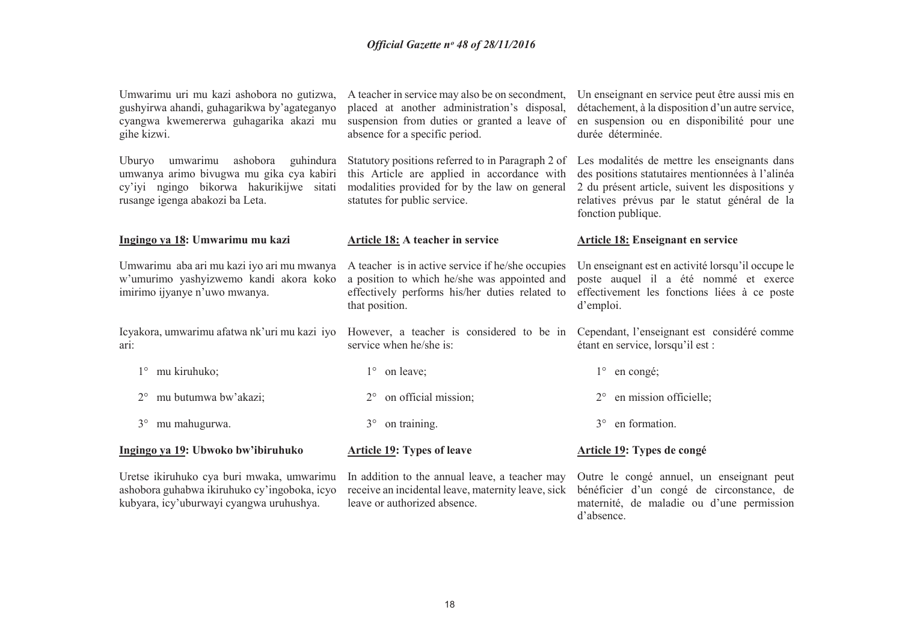Umwarimu uri mu kazi ashobora no gutizwa, gushyirwa ahandi, guhagarikwa by'agateganyo cyangwa kwemererwa guhagarika akazi mu gihe kizwi.

Uburyo umwarimu ashobora guhindura umwanya arimo bivugwa mu gika cya kabiri cy'iyi ngingo bikorwa hakurikijwe sitati rusange igenga abakozi ba Leta.

**Ingingo ya 18: Umwarimu mu kazi**

Umwarimu aba ari mu kazi iyo ari mu mwanya w'umurimo yashyizwemo kandi akora koko imirimo ijyanye n'uwo mwanya.

Icyakora, umwarimu afatwa nk'uri mu kazi iyo ari:

1° mu kiruhuko;

2° mu butumwa bw'akazi;

3° mu mahugurwa.

**Ingingo ya 19: Ubwoko bw'ibiruhuko**

Uretse ikiruhuko cya buri mwaka, umwarimu ashobora guhabwa ikiruhuko cy'ingoboka, icyo kubyara, icy'uburwayi cyangwa uruhushya.

A teacher in service may also be on secondment, placed at another administration's disposal, suspension from duties or granted a leave of absence for a specific period.

Statutory positions referred to in Paragraph 2 of this Article are applied in accordance with modalities provided for by the law on general statutes for public service.

**Article 18: A teacher in service**

A teacher is in active service if he/she occupies a position to which he/she was appointed and effectively performs his/her duties related to that position.

However, a teacher is considered to be in service when he/she is:

1° on leave;

2° on official mission;

3° on training.

**Article 19: Types of leave**

In addition to the annual leave, a teacher may receive an incidental leave, maternity leave, sick leave or authorized absence.

Un enseignant en service peut être aussi mis en détachement, à la disposition d'un autre service, en suspension ou en disponibilité pour une durée déterminée.

Les modalités de mettre les enseignants dans des positions statutaires mentionnées à l'alinéa 2 du présent article, suivent les dispositions y relatives prévus par le statut général de la fonction publique.

**Article 18: Enseignant en service**

Un enseignant est en activité lorsqu'il occupe le poste auquel il a été nommé et exerce effectivement les fonctions liées à ce poste d'emploi.

Cependant, l'enseignant est considéré comme étant en service, lorsqu'il est :

1° en congé;

2° en mission officielle;

3° en formation.

**Article 19: Types de congé**

Outre le congé annuel, un enseignant peut bénéficier d'un congé de circonstance, de maternité, de maladie ou d'une permission d'absence.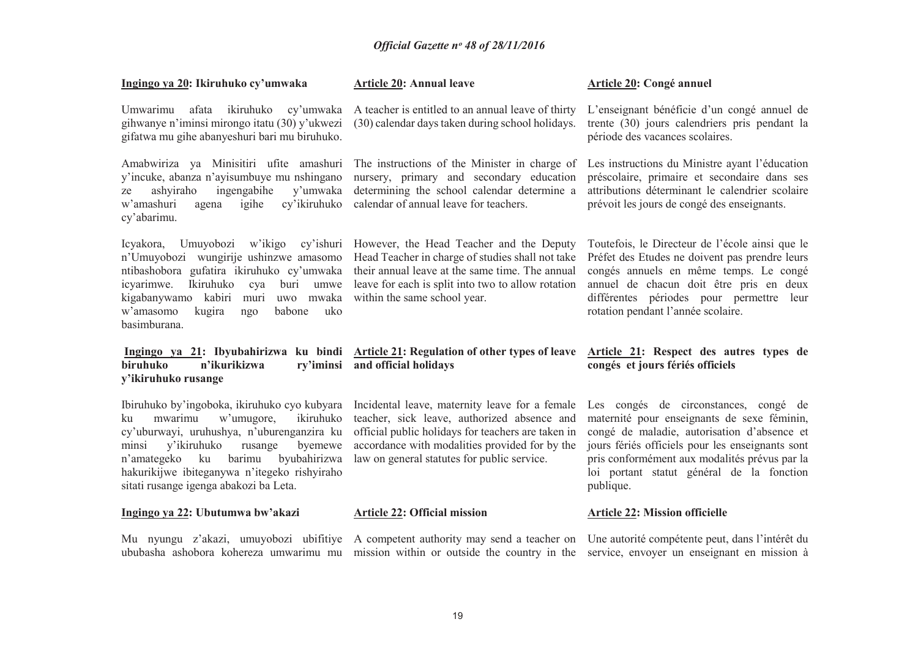**Ingingo ya 20: Ikiruhuko cy'umwaka**

Umwarimu afata ikiruhuko cy'umwaka gihwanye n'iminsi mirongo itatu (30) y'ukwezi gifatwa mu gihe abanyeshuri bari mu biruhuko.

Amabwiriza ya Minisitiri ufite amashuri y'incuke, abanza n'ayisumbuye mu nshingano ze ashyiraho ingengabihe y'umwaka w'amashuri agena igihe cy'ikiruhuko cy'abarimu.

Icyakora, Umuyobozi w'ikigo cy'ishuri n'Umuyobozi wungirije ushinzwe amasomo ntibashobora gufatira ikiruhuko cy'umwaka icyarimwe. Ikiruhuko cya buri umwe kigabanywamo kabiri muri uwo mwaka w'amasomo kugira ngo babone uko basimburana.

**Ingingo ya 21: Ibyubahirizwa ku bindi biruhuko n'ikurikizwa ry'iminsi y'ikiruhuko rusange**

Ibiruhuko by'ingoboka, ikiruhuko cyo kubyara ku mwarimu w'umugore, ikiruhuko cy'uburwayi, uruhushya, n'uburenganzira ku minsi y'ikiruhuko rusange byemewe n'amategeko ku barimu byubahirizwa hakurikijwe ibiteganywa n'itegeko rishyiraho sitati rusange igenga abakozi ba Leta.

**Ingingo ya 22: Ubutumwa bw'akazi**

Mu nyungu z'akazi, umuyobozi ubifitiye ububasha ashobora kohereza umwarimu mu

**Article 20: Annual leave**

A teacher is entitled to an annual leave of thirty (30) calendar days taken during school holidays.

The instructions of the Minister in charge of nursery, primary and secondary education determining the school calendar determine a calendar of annual leave for teachers.

However, the Head Teacher and the Deputy Head Teacher in charge of studies shall not take their annual leave at the same time. The annual leave for each is split into two to allow rotation within the same school year.

**Article 21: Regulation of other types of leave and official holidays**

Incidental leave, maternity leave for a female teacher, sick leave, authorized absence and official public holidays for teachers are taken in accordance with modalities provided for by the law on general statutes for public service.

**Article 22: Official mission**

A competent authority may send a teacher on mission within or outside the country in the

**Article 20: Congé annuel**

L'enseignant bénéficie d'un congé annuel de trente (30) jours calendriers pris pendant la période des vacances scolaires.

Les instructions du Ministre ayant l'éducation préscolaire, primaire et secondaire dans ses attributions déterminant le calendrier scolaire prévoit les jours de congé des enseignants.

Toutefois, le Directeur de l'école ainsi que le Préfet des Etudes ne doivent pas prendre leurs congés annuels en même temps. Le congé annuel de chacun doit être pris en deux différentes périodes pour permettre leur rotation pendant l'année scolaire.

**Article 21: Respect des autres types de congés et jours fériés officiels**

Les congés de circonstances, congé de maternité pour enseignants de sexe féminin, congé de maladie, autorisation d'absence et jours fériés officiels pour les enseignants sont pris conformément aux modalités prévus par la loi portant statut général de la fonction publique.

**Article 22: Mission officielle**

Une autorité compétente peut, dans l'intérêt du service, envoyer un enseignant en mission à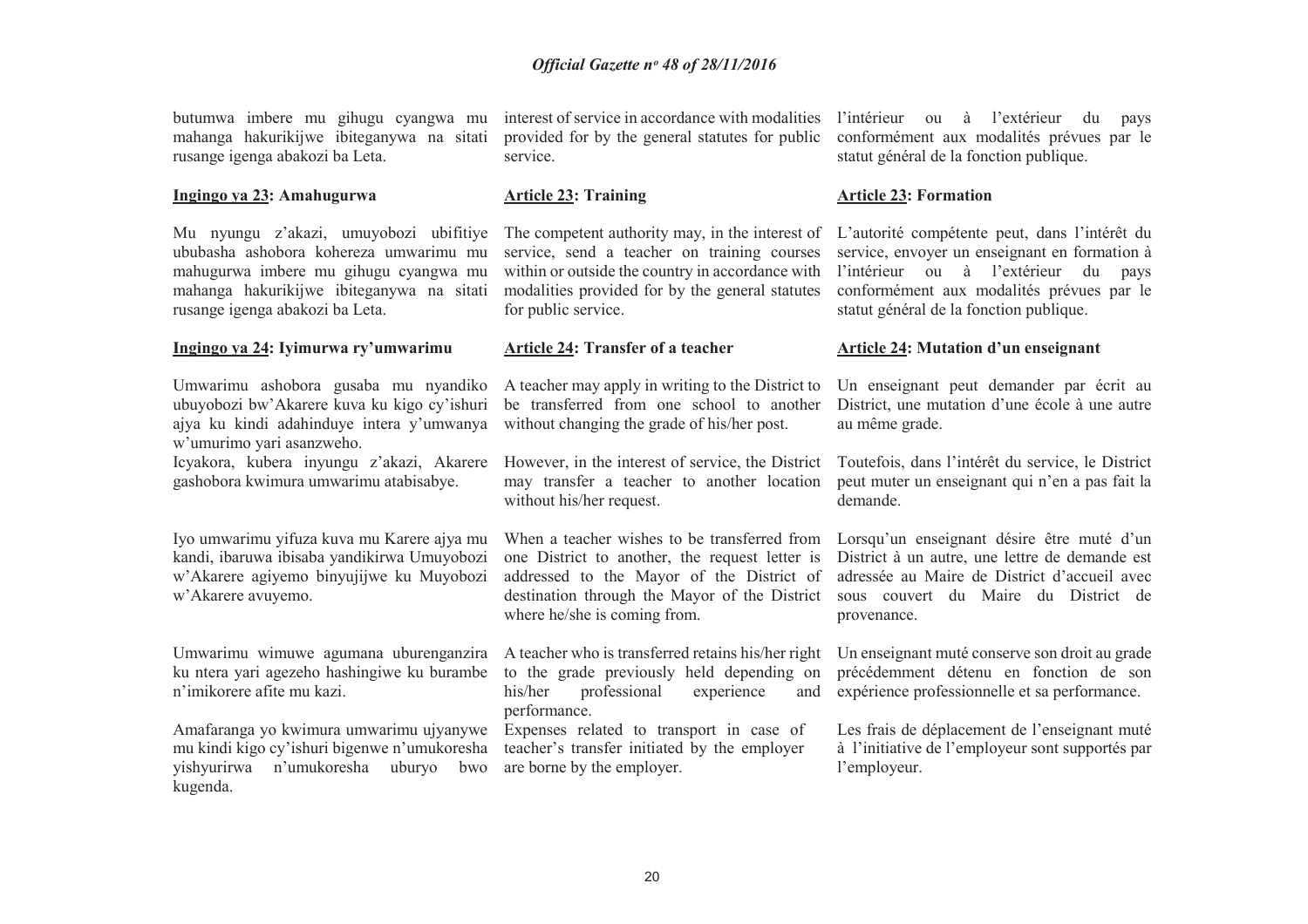butumwa imbere mu gihugu cyangwa mu mahanga hakurikijwe ibiteganywa na sitati rusange igenga abakozi ba Leta.

**Ingingo ya 23: Amahugurwa**

Mu nyungu z'akazi, umuyobozi ubifitiye ububasha ashobora kohereza umwarimu mu mahugurwa imbere mu gihugu cyangwa mu mahanga hakurikijwe ibiteganywa na sitati rusange igenga abakozi ba Leta.

**Ingingo ya 24: Iyimurwa ry'umwarimu**

Umwarimu ashobora gusaba mu nyandiko ubuyobozi bw'Akarere kuva ku kigo cy'ishuri ajya ku kindi adahinduye intera y'umwanya w'umurimo yari asanzweho.

Icyakora, kubera inyungu z'akazi, Akarere gashobora kwimura umwarimu atabisabye.

Iyo umwarimu yifuza kuva mu Karere ajya mu kandi, ibaruwa ibisaba yandikirwa Umuyobozi w'Akarere agiyemo binyujijwe ku Muyobozi w'Akarere avuyemo.

Umwarimu wimuwe agumana uburenganzira ku ntera yari agezeho hashingiwe ku burambe n'imikorere afite mu kazi.

Amafaranga yo kwimura umwarimu ujyanywe mu kindi kigo cy'ishuri bigenwe n'umukoresha yishyurirwa n'umukoresha uburyo bwo kugenda.

interest of service in accordance with modalities provided for by the general statutes for public service.

**Article 23: Training**

The competent authority may, in the interest of service, send a teacher on training courses within or outside the country in accordance with modalities provided for by the general statutes for public service.

**Article 24: Transfer of a teacher**

A teacher may apply in writing to the District to be transferred from one school to another without changing the grade of his/her post.

However, in the interest of service, the District may transfer a teacher to another location without his/her request.

When a teacher wishes to be transferred from one District to another, the request letter is addressed to the Mayor of the District of destination through the Mayor of the District where he/she is coming from.

A teacher who is transferred retains his/her right to the grade previously held depending on his/her professional experience and performance.

Expenses related to transport in case of teacher's transfer initiated by the employer are borne by the employer.

l'intérieur ou à l'extérieur du pays conformément aux modalités prévues par le statut général de la fonction publique.

**Article 23: Formation**

L'autorité compétente peut, dans l'intérêt du service, envoyer un enseignant en formation à l'intérieur ou à l'extérieur du pays conformément aux modalités prévues par le statut général de la fonction publique.

**Article 24: Mutation d'un enseignant**

Un enseignant peut demander par écrit au District, une mutation d'une école à une autre au même grade.

Toutefois, dans l'intérêt du service, le District peut muter un enseignant qui n'en a pas fait la demande.

Lorsqu'un enseignant désire être muté d'un District à un autre, une lettre de demande est adressée au Maire de District d'accueil avec sous couvert du Maire du District de provenance.

Un enseignant muté conserve son droit au grade précédemment détenu en fonction de son expérience professionnelle et sa performance.

Les frais de déplacement de l'enseignant muté à l'initiative de l'employeur sont supportés par l'employeur.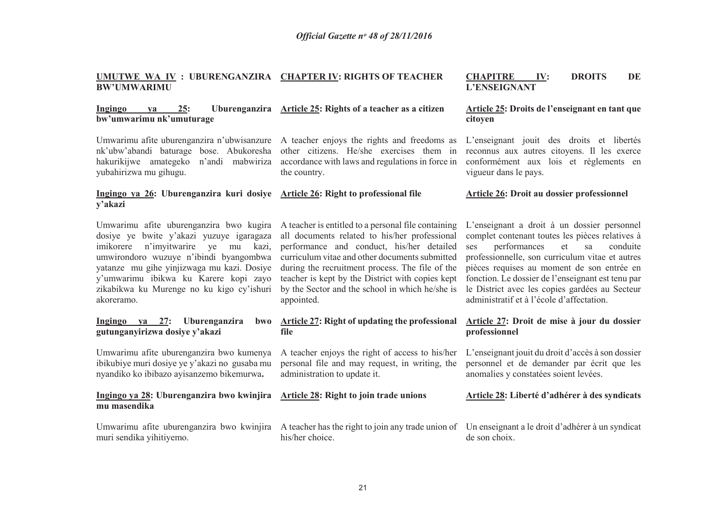**UMUTWE WA IV : UBURENGANZIRA BW'UMWARIMU**

**Ingingo ya 25: Uburenganzira bw'umwarimu nk'umuturage**

Umwarimu afite uburenganzira n'ubwisanzure nk'ubw'abandi baturage bose. Abukoresha hakurikijwe amategeko n'andi mabwiriza yubahirizwa mu gihugu.

**Ingingo ya 26: Uburenganzira kuri dosiye y'akazi**

Umwarimu afite uburenganzira bwo kugira dosiye ye bwite y'akazi yuzuye igaragaza imikorere n'imyitwarire ye mu kazi, umwirondoro wuzuye n'ibindi byangombwa yatanze mu gihe yinjizwaga mu kazi. Dosiye y'umwarimu ibikwa ku Karere kopi zayo zikabikwa ku Murenge no ku kigo cy'ishuri akoreramo.

**Ingingo ya 27: Uburenganzira bwo gutunganyirizwa dosiye y'akazi**

Umwarimu afite uburenganzira bwo kumenya ibikubiye muri dosiye ye y'akazi no gusaba mu nyandiko ko ibibazo ayisanzemo bikemurwa**.**

**Ingingo ya 28: Uburenganzira bwo kwinjira mu masendika**

Umwarimu afite uburenganzira bwo kwinjira muri sendika yihitiyemo.

**CHAPTER IV: RIGHTS OF TEACHER**

**Article 25: Rights of a teacher as a citizen**

A teacher enjoys the rights and freedoms as other citizens. He/she exercises them in accordance with laws and regulations in force in the country.

**Article 26: Right to professional file**

A teacher is entitled to a personal file containing all documents related to his/her professional performance and conduct, his/her detailed curriculum vitae and other documents submitted during the recruitment process. The file of the teacher is kept by the District with copies kept by the Sector and the school in which he/she is appointed.

**Article 27: Right of updating the professional file**

A teacher enjoys the right of access to his/her personal file and may request, in writing, the administration to update it.

**Article 28: Right to join trade unions**

A teacher has the right to join any trade union of his/her choice.

**CHAPITRE IV: DROITS DE L'ENSEIGNANT**

**Article 25: Droits de l'enseignant en tant que citoyen**

L'enseignant jouit des droits et libertés reconnus aux autres citoyens. Il les exerce conformément aux lois et règlements en vigueur dans le pays.

**Article 26: Droit au dossier professionnel**

L'enseignant a droit à un dossier personnel complet contenant toutes les pièces relatives à ses performances et sa conduite professionnelle, son curriculum vitae et autres pièces requises au moment de son entrée en fonction. Le dossier de l'enseignant est tenu par le District avec les copies gardées au Secteur administratif et à l'école d'affectation.

**Article 27: Droit de mise à jour du dossier professionnel**

L'enseignant jouit du droit d'accès à son dossier personnel et de demander par écrit que les anomalies y constatées soient levées.

**Article 28: Liberté d'adhérer à des syndicats**

Un enseignant a le droit d'adhérer à un syndicat de son choix.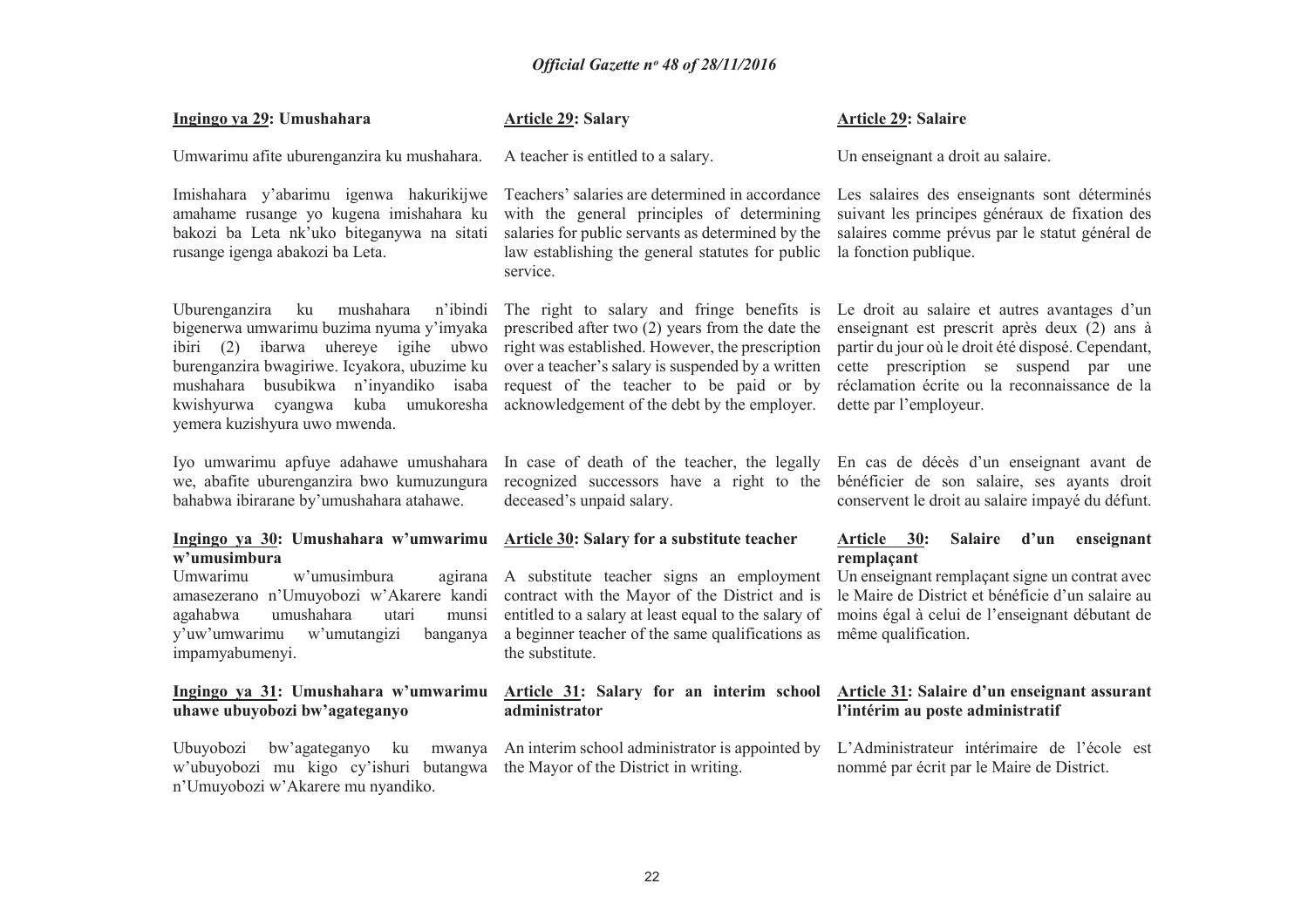**Ingingo ya 29: Umushahara**

Umwarimu afite uburenganzira ku mushahara.

Imishahara y'abarimu igenwa hakurikijwe amahame rusange yo kugena imishahara ku bakozi ba Leta nk'uko biteganywa na sitati rusange igenga abakozi ba Leta.

Uburenganzira ku mushahara n'ibindi bigenerwa umwarimu buzima nyuma y'imyaka ibiri (2) ibarwa uhereye igihe ubwo burenganzira bwagiriwe. Icyakora, ubuzime ku mushahara busubikwa n'inyandiko isaba kwishyurwa cyangwa kuba umukoresha yemera kuzishyura uwo mwenda.

Iyo umwarimu apfuye adahawe umushahara we, abafite uburenganzira bwo kumuzungura bahabwa ibirarane by'umushahara atahawe.

**Ingingo ya 30: Umushahara w'umwarimu w'umusimbura**

Umwarimu w'umusimbura agirana amasezerano n'Umuyobozi w'Akarere kandi agahabwa umushahara utari munsi y'uw'umwarimu w'umutangizi banganya impamyabumenyi.

**Ingingo ya 31: Umushahara w'umwarimu uhawe ubuyobozi bw'agateganyo**

Ubuyobozi bw'agateganyo ku mwanya w'ubuyobozi mu kigo cy'ishuri butangwa n'Umuyobozi w'Akarere mu nyandiko.

**Article 29: Salary**

A teacher is entitled to a salary.

Teachers' salaries are determined in accordance with the general principles of determining salaries for public servants as determined by the law establishing the general statutes for public service.

The right to salary and fringe benefits is prescribed after two (2) years from the date the right was established. However, the prescription over a teacher's salary is suspended by a written request of the teacher to be paid or by acknowledgement of the debt by the employer.

In case of death of the teacher, the legally recognized successors have a right to the deceased's unpaid salary.

**Article 30: Salary for a substitute teacher**

A substitute teacher signs an employment contract with the Mayor of the District and is entitled to a salary at least equal to the salary of a beginner teacher of the same qualifications as the substitute.

**Article 31: Salary for an interim school administrator**

An interim school administrator is appointed by the Mayor of the District in writing.

**Article 29: Salaire**

Un enseignant a droit au salaire.

Les salaires des enseignants sont déterminés suivant les principes généraux de fixation des salaires comme prévus par le statut général de la fonction publique.

Le droit au salaire et autres avantages d'un enseignant est prescrit après deux (2) ans à partir du jour où le droit été disposé. Cependant, cette prescription se suspend par une réclamation écrite ou la reconnaissance de la dette par l'employeur.

En cas de décès d'un enseignant avant de bénéficier de son salaire, ses ayants droit conservent le droit au salaire impayé du défunt.

**Article 30: Salaire d'un enseignant remplaçant**

Un enseignant remplaçant signe un contrat avec le Maire de District et bénéficie d'un salaire au moins égal à celui de l'enseignant débutant de même qualification.

**Article 31: Salaire d'un enseignant assurant l'intérim au poste administratif**

L'Administrateur intérimaire de l'école est nommé par écrit par le Maire de District.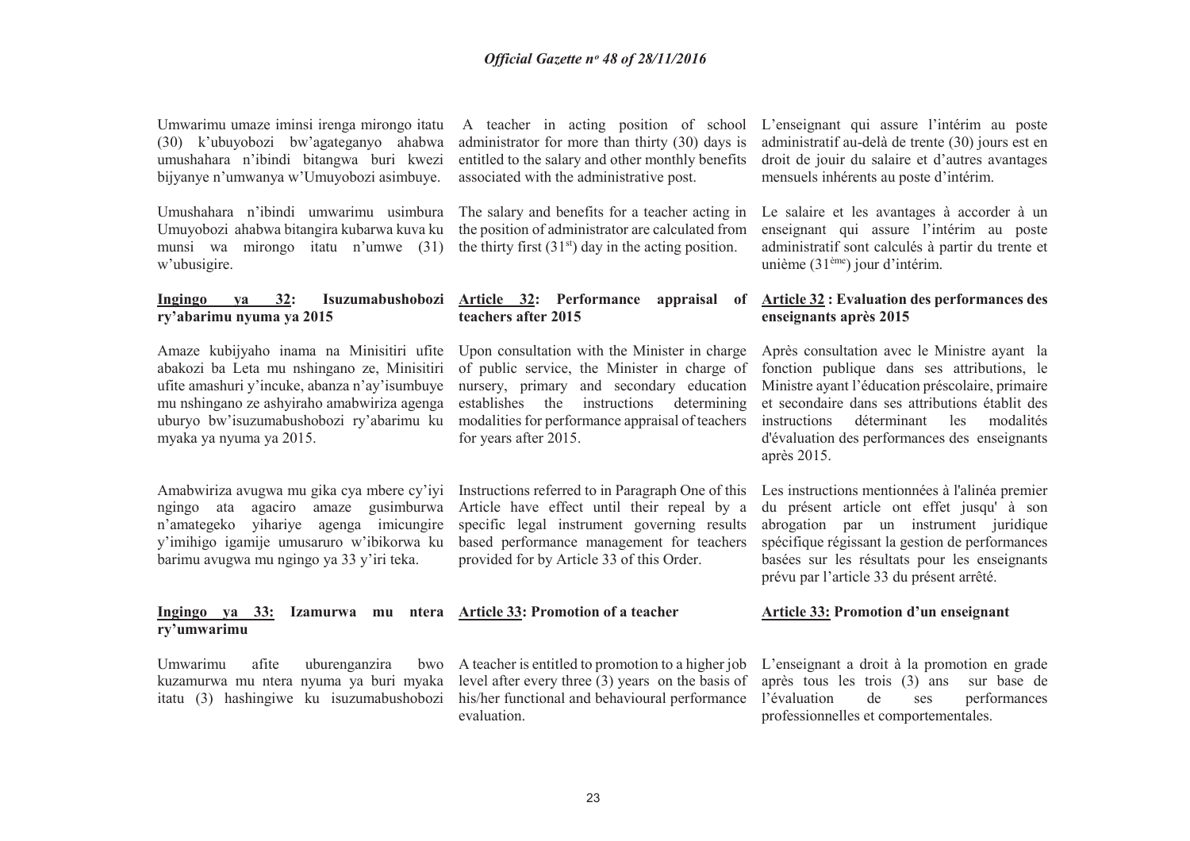Umwarimu umaze iminsi irenga mirongo itatu (30) k'ubuyobozi bw'agateganyo ahabwa umushahara n'ibindi bitangwa buri kwezi bijyanye n'umwanya w'Umuyobozi asimbuye.

Umushahara n'ibindi umwarimu usimbura Umuyobozi ahabwa bitangira kubarwa kuva ku munsi wa mirongo itatu n'umwe (31) w'ubusigire.

**Ingingo ya 32: Isuzumabushobozi ry'abarimu nyuma ya 2015**

Amaze kubijyaho inama na Minisitiri ufite abakozi ba Leta mu nshingano ze, Minisitiri ufite amashuri y'incuke, abanza n'ay'isumbuye mu nshingano ze ashyiraho amabwiriza agenga uburyo bw'isuzumabushobozi ry'abarimu ku myaka ya nyuma ya 2015.

Amabwiriza avugwa mu gika cya mbere cy'iyi ngingo ata agaciro amaze gusimburwa n'amategeko yihariye agenga imicungire y'imihigo igamije umusaruro w'ibikorwa ku barimu avugwa mu ngingo ya 33 y'iri teka.

**Ingingo ya 33: Izamurwa mu ntera ry'umwarimu**

Umwarimu afite uburenganzira bwo kuzamurwa mu ntera nyuma ya buri myaka itatu (3) hashingiwe ku isuzumabushobozi

A teacher in acting position of school administrator for more than thirty (30) days is entitled to the salary and other monthly benefits associated with the administrative post.

The salary and benefits for a teacher acting in the position of administrator are calculated from the thirty first (31st) day in the acting position.

**Article 32: Performance appraisal of teachers after 2015**

Upon consultation with the Minister in charge of public service, the Minister in charge of nursery, primary and secondary education establishes the instructions determining modalities for performance appraisal of teachers for years after 2015.

Instructions referred to in Paragraph One of this Article have effect until their repeal by a specific legal instrument governing results based performance management for teachers provided for by Article 33 of this Order.

**Article 33: Promotion of a teacher**

A teacher is entitled to promotion to a higher job level after every three (3) years on the basis of his/her functional and behavioural performance evaluation.

L'enseignant qui assure l'intérim au poste administratif au-delà de trente (30) jours est en droit de jouir du salaire et d'autres avantages mensuels inhérents au poste d'intérim.

Le salaire et les avantages à accorder à un enseignant qui assure l'intérim au poste administratif sont calculés à partir du trente et unième (31ème) jour d'intérim.

**Article 32 : Evaluation des performances des enseignants après 2015**

Après consultation avec le Ministre ayant la fonction publique dans ses attributions, le Ministre ayant l'éducation préscolaire, primaire et secondaire dans ses attributions établit des instructions déterminant les modalités d'évaluation des performances des enseignants après 2015.

Les instructions mentionnées à l'alinéa premier du présent article ont effet jusqu' à son abrogation par un instrument juridique spécifique régissant la gestion de performances basées sur les résultats pour les enseignants prévu par l'article 33 du présent arrêté.

**Article 33: Promotion d'un enseignant**

L'enseignant a droit à la promotion en grade après tous les trois (3) ans sur base de l'évaluation de ses performances professionnelles et comportementales.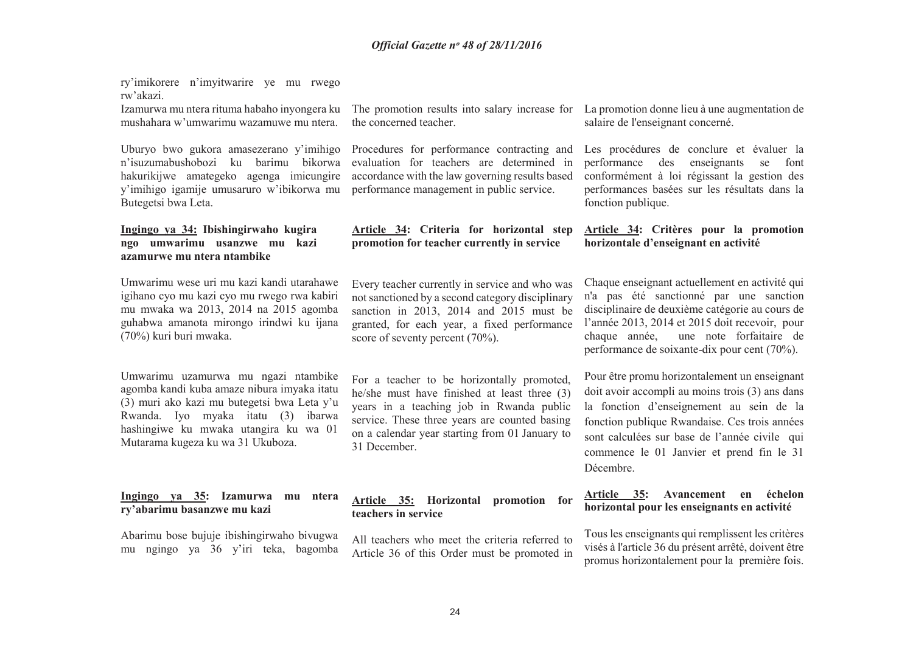ry'imikorere n'imyitwarire ye mu rwego rw'akazi.

Izamurwa mu ntera rituma habaho inyongera ku mushahara w'umwarimu wazamuwe mu ntera.

Uburyo bwo gukora amasezerano y'imihigo n'isuzumabushobozi ku barimu bikorwa hakurikijwe amategeko agenga imicungire y'imihigo igamije umusaruro w'ibikorwa mu Butegetsi bwa Leta.

**Ingingo ya 34: Ibishingirwaho kugira ngo umwarimu usanzwe mu kazi azamurwe mu ntera ntambike**

Umwarimu wese uri mu kazi kandi utarahawe igihano cyo mu kazi cyo mu rwego rwa kabiri mu mwaka wa 2013, 2014 na 2015 agomba guhabwa amanota mirongo irindwi ku ijana (70%) kuri buri mwaka.

Umwarimu uzamurwa mu ngazi ntambike agomba kandi kuba amaze nibura imyaka itatu (3) muri ako kazi mu butegetsi bwa Leta y'u Rwanda. Iyo myaka itatu (3) ibarwa hashingiwe ku mwaka utangira ku wa 01 Mutarama kugeza ku wa 31 Ukuboza.

**Ingingo ya 35: Izamurwa mu ntera ry'abarimu basanzwe mu kazi**

Abarimu bose bujuje ibishingirwaho bivugwa mu ngingo ya 36 y'iri teka, bagomba

The promotion results into salary increase for the concerned teacher.

Procedures for performance contracting and evaluation for teachers are determined in accordance with the law governing results based performance management in public service.

**Article 34: Criteria for horizontal step promotion for teacher currently in service**

Every teacher currently in service and who was not sanctioned by a second category disciplinary sanction in 2013, 2014 and 2015 must be granted, for each year, a fixed performance score of seventy percent (70%).

For a teacher to be horizontally promoted, he/she must have finished at least three (3) years in a teaching job in Rwanda public service. These three years are counted basing on a calendar year starting from 01 January to 31 December.

**Article 35: Horizontal promotion for teachers in service**

All teachers who meet the criteria referred to Article 36 of this Order must be promoted in

La promotion donne lieu à une augmentation de salaire de l'enseignant concerné.

Les procédures de conclure et évaluer la performance des enseignants se font conformément à loi régissant la gestion des performances basées sur les résultats dans la fonction publique.

**Article 34: Critères pour la promotion horizontale d'enseignant en activité**

Chaque enseignant actuellement en activité qui n'a pas été sanctionné par une sanction disciplinaire de deuxième catégorie au cours de l'année 2013, 2014 et 2015 doit recevoir, pour chaque année, une note forfaitaire de performance de soixante-dix pour cent (70%).

Pour être promu horizontalement un enseignant doit avoir accompli au moins trois (3) ans dans la fonction d'enseignement au sein de la fonction publique Rwandaise. Ces trois années sont calculées sur base de l'année civile qui commence le 01 Janvier et prend fin le 31 Décembre.

**Article 35: Avancement en échelon horizontal pour les enseignants en activité**

Tous les enseignants qui remplissent les critères visés à l'article 36 du présent arrêté, doivent être promus horizontalement pour la première fois.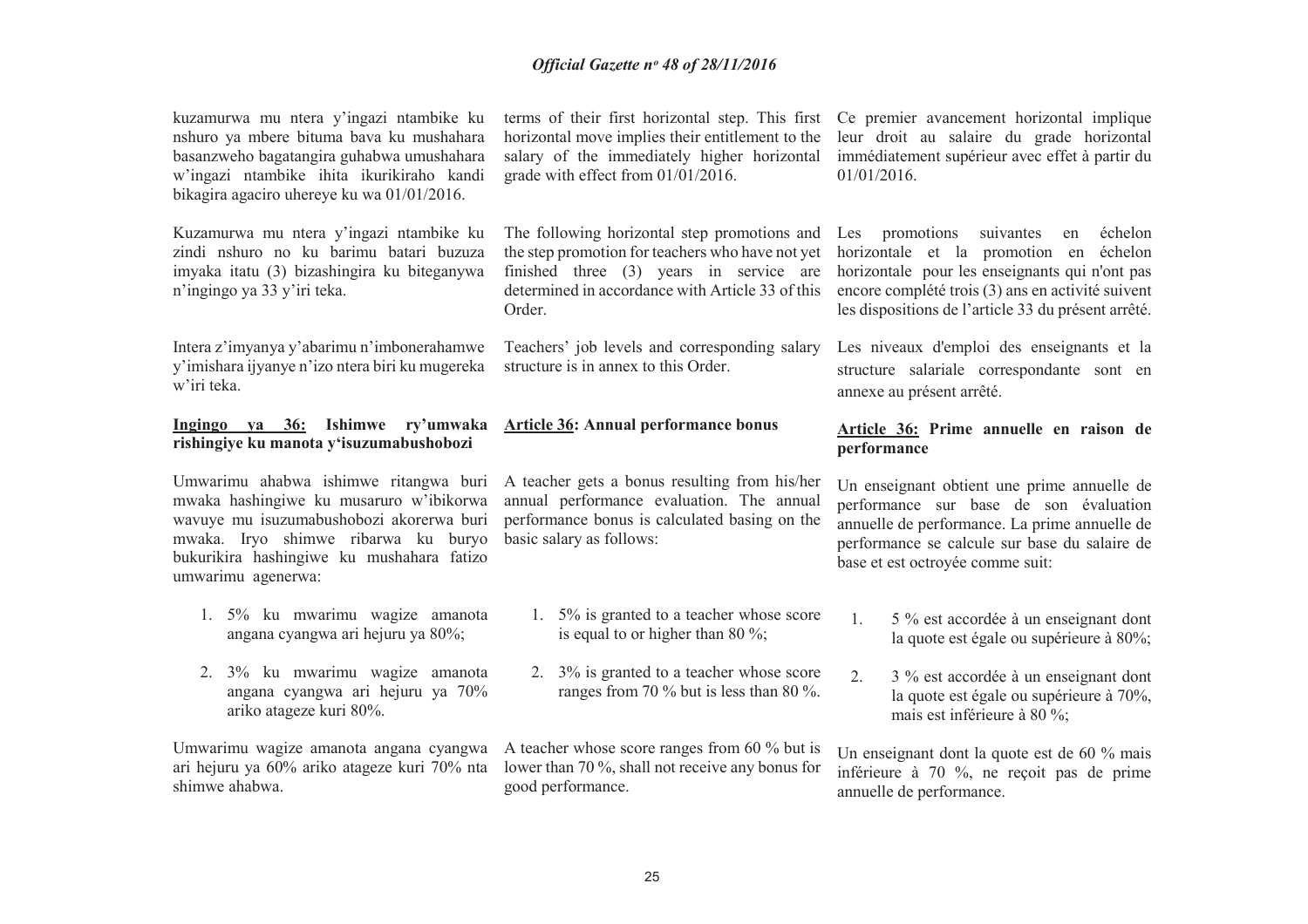kuzamurwa mu ntera y'ingazi ntambike ku nshuro ya mbere bituma bava ku mushahara basanzweho bagatangira guhabwa umushahara w'ingazi ntambike ihita ikurikiraho kandi bikagira agaciro uhereye ku wa 01/01/2016.

Kuzamurwa mu ntera y'ingazi ntambike ku zindi nshuro no ku barimu batari buzuza imyaka itatu (3) bizashingira ku biteganywa n'ingingo ya 33 y'iri teka.

Intera z'imyanya y'abarimu n'imbonerahamwe y'imishara ijyanye n'izo ntera biri ku mugereka w'iri teka.

**<u>Ingingo ya 36:</u> Ishimwe ry'umwaka rishingiye ku manota y'isuzumabushobozi**

Umwarimu ahabwa ishimwe ritangwa buri mwaka hashingiwe ku musaruro w'ibikorwa wavuye mu isuzumabushobozi akorerwa buri mwaka. Iryo shimwe ribarwa ku buryo bukurikira hashingiwe ku mushahara fatizo umwarimu agenerwa:

1. 5% ku mwarimu wagize amanota angana cyangwa ari hejuru ya 80%;
2. 3% ku mwarimu wagize amanota angana cyangwa ari hejuru ya 70% ariko atageze kuri 80%.

Umwarimu wagize amanota angana cyangwa ari hejuru ya 60% ariko atageze kuri 70% nta shimwe ahabwa.

terms of their first horizontal step. This first horizontal move implies their entitlement to the salary of the immediately higher horizontal grade with effect from 01/01/2016.

The following horizontal step promotions and the step promotion for teachers who have not yet finished three (3) years in service are determined in accordance with Article 33 of this Order.

Teachers' job levels and corresponding salary structure is in annex to this Order.

**<u>Article 36</u>: Annual performance bonus**

A teacher gets a bonus resulting from his/her annual performance evaluation. The annual performance bonus is calculated basing on the basic salary as follows:

1. 5% is granted to a teacher whose score is equal to or higher than 80 %;
2. 3% is granted to a teacher whose score ranges from 70 % but is less than 80 %.

A teacher whose score ranges from 60 % but is lower than 70 %, shall not receive any bonus for good performance.

Ce premier avancement horizontal implique leur droit au salaire du grade horizontal immédiatement supérieur avec effet à partir du 01/01/2016.

Les promotions suivantes en échelon horizontale et la promotion en échelon horizontale pour les enseignants qui n'ont pas encore complété trois (3) ans en activité suivent les dispositions de l'article 33 du présent arrêté.

Les niveaux d'emploi des enseignants et la structure salariale correspondante sont en annexe au présent arrêté.

**<u>Article 36:</u> Prime annuelle en raison de performance**

Un enseignant obtient une prime annuelle de performance sur base de son évaluation annuelle de performance. La prime annuelle de performance se calcule sur base du salaire de base et est octroyée comme suit:

1. 5 % est accordée à un enseignant dont la quote est égale ou supérieure à 80%;
2. 3 % est accordée à un enseignant dont la quote est égale ou supérieure à 70%, mais est inférieure à 80 %;

Un enseignant dont la quote est de 60 % mais inférieure à 70 %, ne reçoit pas de prime annuelle de performance.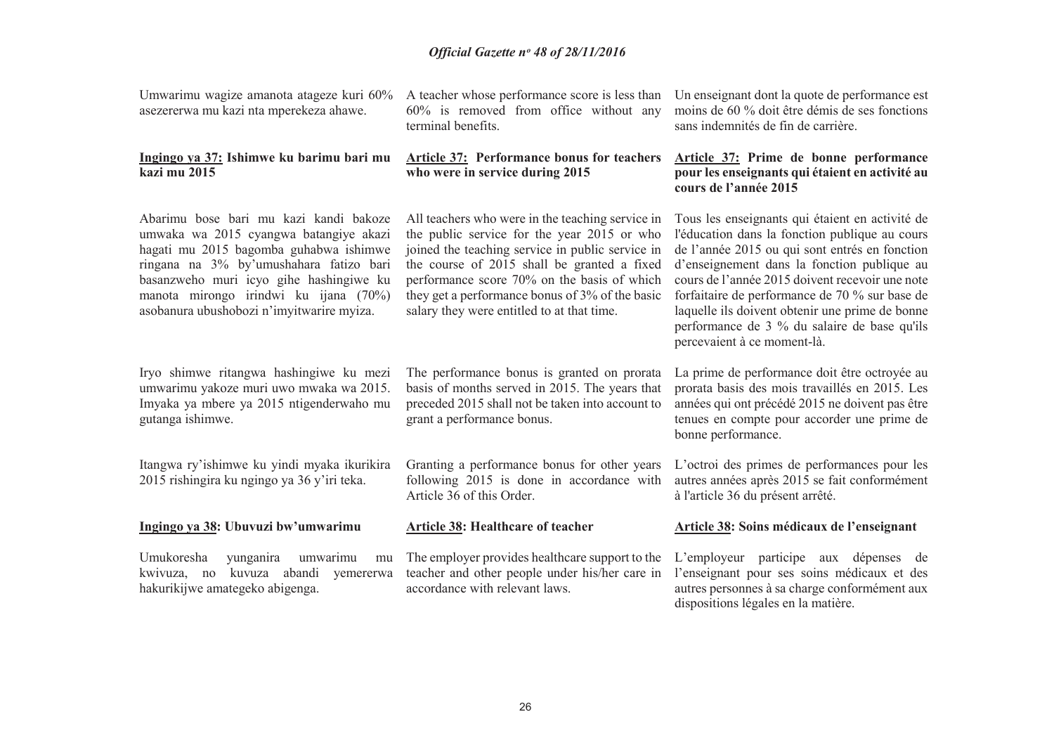Umwarimu wagize amanota atageze kuri 60% asezererwa mu kazi nta mperekeza ahawe.

A teacher whose performance score is less than 60% is removed from office without any terminal benefits.

Un enseignant dont la quote de performance est moins de 60 % doit être démis de ses fonctions sans indemnités de fin de carrière.

**Ingingo ya 37: Ishimwe ku barimu bari mu kazi mu 2015**

Abarimu bose bari mu kazi kandi bakoze umwaka wa 2015 cyangwa batangiye akazi hagati mu 2015 bagomba guhabwa ishimwe ringana na 3% by'umushahara fatizo bari basanzweho muri icyo gihe hashingiwe ku manota mirongo irindwi ku ijana (70%) asobanura ubushobozi n'imyitwarire myiza.

Iryo shimwe ritangwa hashingiwe ku mezi umwarimu yakoze muri uwo mwaka wa 2015. Imyaka ya mbere ya 2015 ntigenderwaho mu gutanga ishimwe.

Itangwa ry'ishimwe ku yindi myaka ikurikira 2015 rishingira ku ngingo ya 36 y'iri teka.

**Ingingo ya 38: Ubuvuzi bw'umwarimu**

Umukoresha yunganira umwarimu mu kwivuza, no kuvuza abandi yemererwa hakurikijwe amategeko abigenga.

**Article 37: Performance bonus for teachers who were in service during 2015**

All teachers who were in the teaching service in the public service for the year 2015 or who joined the teaching service in public service in the course of 2015 shall be granted a fixed performance score 70% on the basis of which they get a performance bonus of 3% of the basic salary they were entitled to at that time.

The performance bonus is granted on prorata basis of months served in 2015. The years that preceded 2015 shall not be taken into account to grant a performance bonus.

Granting a performance bonus for other years following 2015 is done in accordance with Article 36 of this Order.

**Article 38: Healthcare of teacher**

The employer provides healthcare support to the teacher and other people under his/her care in accordance with relevant laws.

**Article 37: Prime de bonne performance pour les enseignants qui étaient en activité au cours de l'année 2015**

Tous les enseignants qui étaient en activité de l'éducation dans la fonction publique au cours de l'année 2015 ou qui sont entrés en fonction d'enseignement dans la fonction publique au cours de l'année 2015 doivent recevoir une note forfaitaire de performance de 70 % sur base de laquelle ils doivent obtenir une prime de bonne performance de 3 % du salaire de base qu'ils percevaient à ce moment-là.

La prime de performance doit être octroyée au prorata basis des mois travaillés en 2015. Les années qui ont précédé 2015 ne doivent pas être tenues en compte pour accorder une prime de bonne performance.

L'octroi des primes de performances pour les autres années après 2015 se fait conformément à l'article 36 du présent arrêté.

**Article 38: Soins médicaux de l'enseignant**

L'employeur participe aux dépenses de l'enseignant pour ses soins médicaux et des autres personnes à sa charge conformément aux dispositions légales en la matière.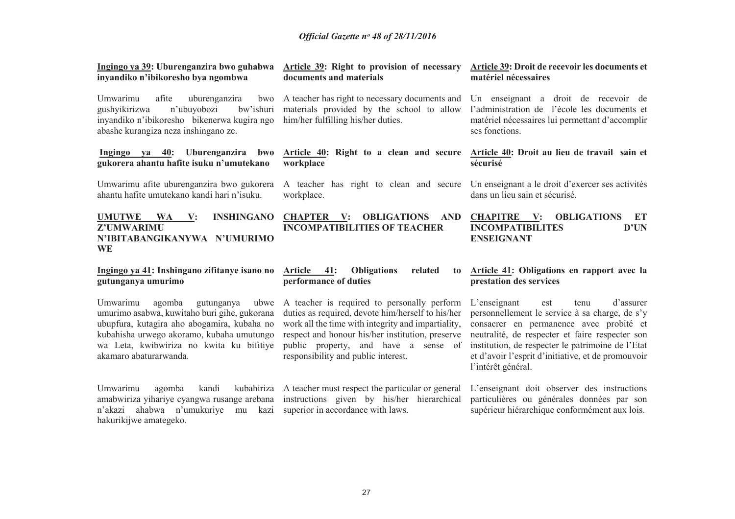**Ingingo ya 39: Uburenganzira bwo guhabwa inyandiko n'ibikoresho bya ngombwa**

Umwarimu afite uburenganzira bwo gushyikirizwa n'ubuyobozi bw'ishuri inyandiko n'ibikoresho bikenerwa kugira ngo abashe kurangiza neza inshingano ze.

**Ingingo ya 40: Uburenganzira bwo gukorera ahantu hafite isuku n'umutekano**

Umwarimu afite uburenganzira bwo gukorera ahantu hafite umutekano kandi hari n'isuku.

**UMUTWE WA V: INSHINGANO Z'UMWARIMU N'IBITABANGIKANYWA N'UMURIMO WE**

**Ingingo ya 41: Inshingano zifitanye isano no gutunganya umurimo**

Umwarimu agomba gutunganya ubwe umurimo asabwa, kuwitaho buri gihe, gukorana ubupfura, kutagira aho abogamira, kubaha no kubahisha urwego akoramo, kubaha umutungo wa Leta, kwibwiriza no kwita ku bifitiye akamaro abaturarwanda.

Umwarimu agomba kandi kubahiriza amabwiriza yihariye cyangwa rusange arebana n'akazi ahabwa n'umukuriye mu kazi hakurikijwe amategeko.

**Article 39: Right to provision of necessary documents and materials**

A teacher has right to necessary documents and materials provided by the school to allow him/her fulfilling his/her duties.

**Article 40: Right to a clean and secure workplace**

A teacher has right to clean and secure workplace.

**CHAPTER V: OBLIGATIONS AND INCOMPATIBILITIES OF TEACHER**

**Article 41: Obligations related to performance of duties**

A teacher is required to personally perform duties as required, devote him/herself to his/her work all the time with integrity and impartiality, respect and honour his/her institution, preserve public property, and have a sense of responsibility and public interest.

A teacher must respect the particular or general instructions given by his/her hierarchical superior in accordance with laws.

**Article 39: Droit de recevoir les documents et matériel nécessaires**

Un enseignant a droit de recevoir de l'administration de l'école les documents et matériel nécessaires lui permettant d'accomplir ses fonctions.

**Article 40: Droit au lieu de travail sain et sécurisé**

Un enseignant a le droit d'exercer ses activités dans un lieu sain et sécurisé.

**CHAPITRE V: OBLIGATIONS ET INCOMPATIBILITES D'UN ENSEIGNANT**

**Article 41: Obligations en rapport avec la prestation des services**

L'enseignant est tenu d'assurer personnellement le service à sa charge, de s'y consacrer en permanence avec probité et neutralité, de respecter et faire respecter son institution, de respecter le patrimoine de l'Etat et d'avoir l'esprit d'initiative, et de promouvoir l'intérêt général.

L'enseignant doit observer des instructions particulières ou générales données par son supérieur hiérarchique conformément aux lois.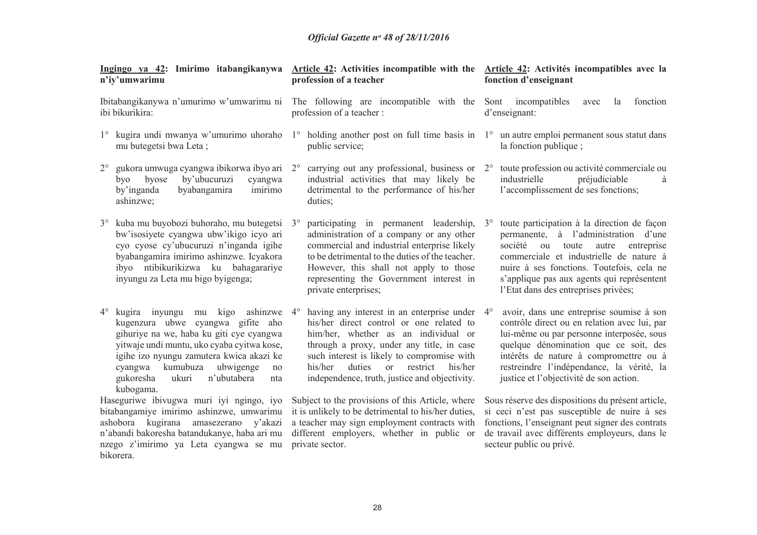**Ingingo ya 42: Imirimo itabangikanywa n'iy'umwarimu**

Ibitabangikanywa n'umurimo w'umwarimu ni ibi bikurikira:

1° kugira undi mwanya w'umurimo uhoraho mu butegetsi bwa Leta ;

2° gukora umwuga cyangwa ibikorwa ibyo ari byo byose by'ubucuruzi cyangwa by'inganda byabangamira imirimo ashinzwe;

3° kuba mu buyobozi buhoraho, mu butegetsi bw'isosiyete cyangwa ubw'ikigo icyo ari cyo cyose cy'ubucuruzi n'inganda igihe byabangamira imirimo ashinzwe. Icyakora ibyo ntibikurikizwa ku bahagarariye inyungu za Leta mu bigo byigenga;

4° kugira inyungu mu kigo ashinzwe kugenzura ubwe cyangwa gifite aho gihuriye na we, haba ku giti cye cyangwa yitwaje undi muntu, uko cyaba cyitwa kose, igihe izo nyungu zamutera kwica akazi ke cyangwa kumubuza ubwigenge no gukoresha ukuri n'ubutabera nta kubogama.

Haseguriwe ibivugwa muri iyi ngingo, iyo bitabangamiye imirimo ashinzwe, umwarimu ashobora kugirana amasezerano y'akazi n'abandi bakoresha batandukanye, haba ari mu nzego z'imirimo ya Leta cyangwa se mu bikorera.

**Article 42: Activities incompatible with the profession of a teacher**

The following are incompatible with the profession of a teacher :

1° holding another post on full time basis in public service;

2° carrying out any professional, business or industrial activities that may likely be detrimental to the performance of his/her duties;

3° participating in permanent leadership, administration of a company or any other commercial and industrial enterprise likely to be detrimental to the duties of the teacher. However, this shall not apply to those representing the Government interest in private enterprises;

4° having any interest in an enterprise under his/her direct control or one related to him/her, whether as an individual or through a proxy, under any title, in case such interest is likely to compromise with his/her duties or restrict his/her independence, truth, justice and objectivity.

Subject to the provisions of this Article, where it is unlikely to be detrimental to his/her duties, a teacher may sign employment contracts with different employers, whether in public or private sector.

**Article 42: Activités incompatibles avec la fonction d'enseignant**

Sont incompatibles avec la fonction d'enseignant:

1° un autre emploi permanent sous statut dans la fonction publique ;

2° toute profession ou activité commerciale ou industrielle préjudiciable à l'accomplissement de ses fonctions;

3° toute participation à la direction de façon permanente, à l'administration d'une société ou toute autre entreprise commerciale et industrielle de nature à nuire à ses fonctions. Toutefois, cela ne s'applique pas aux agents qui représentent l'Etat dans des entreprises privées;

4° avoir, dans une entreprise soumise à son contrôle direct ou en relation avec lui, par lui-même ou par personne interposée, sous quelque dénomination que ce soit, des intérêts de nature à compromettre ou à restreindre l'indépendance, la vérité, la justice et l'objectivité de son action.

Sous réserve des dispositions du présent article, si ceci n'est pas susceptible de nuire à ses fonctions, l'enseignant peut signer des contrats de travail avec différents employeurs, dans le secteur public ou privé.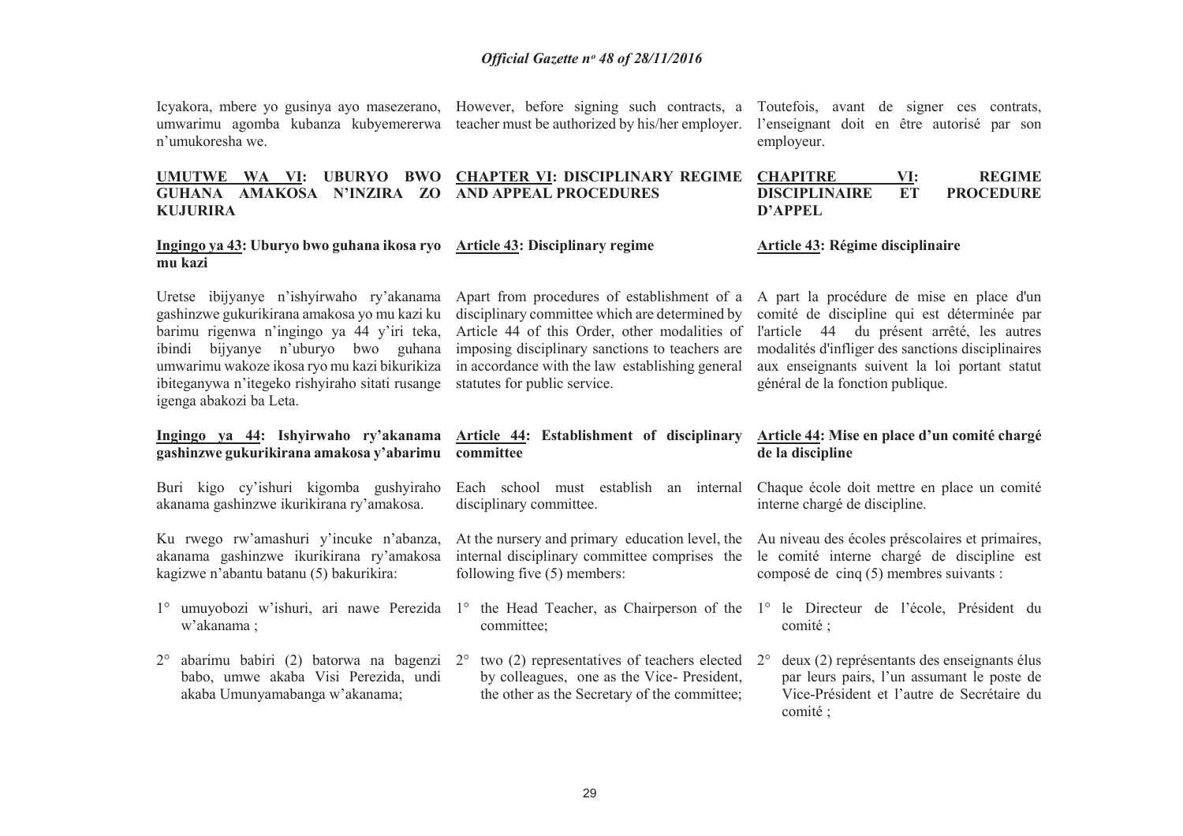Icyakora, mbere yo gusinya ayo masezerano, umwarimu agomba kubanza kubyemererwa n'umukoresha we.

**UMUTWE WA VI: UBURYO BWO GUHANA AMAKOSA N'INZIRA ZO KUJURIRA**

**Ingingo ya 43: Uburyo bwo guhana ikosa ryo mu kazi**

Uretse ibijyanye n'ishyirwaho ry'akanama gashinzwe gukurikirana amakosa yo mu kazi ku barimu rigenwa n'ingingo ya 44 y'iri teka, ibindi bijyanye n'uburyo bwo guhana umwarimu wakoze ikosa ryo mu kazi bikurikiza ibiteganywa n'itegeko rishyiraho sitati rusange igenga abakozi ba Leta.

**Ingingo ya 44: Ishyirwaho ry'akanama gashinzwe gukurikirana amakosa y'abarimu**

Buri kigo cy'ishuri kigomba gushyiraho akanama gashinzwe ikurikirana ry'amakosa.

Ku rwego rw'amashuri y'incuke n'abanza, akanama gashinzwe ikurikirana ry'amakosa kagizwe n'abantu batanu (5) bakurikira:

1° umuyobozi w'ishuri, ari nawe Perezida w'akanama ;

2° abarimu babiri (2) batorwa na bagenzi babo, umwe akaba Visi Perezida, undi akaba Umunyamabanga w'akanama;

However, before signing such contracts, a teacher must be authorized by his/her employer.

**CHAPTER VI: DISCIPLINARY REGIME AND APPEAL PROCEDURES**

**Article 43: Disciplinary regime**

Apart from procedures of establishment of a disciplinary committee which are determined by Article 44 of this Order, other modalities of imposing disciplinary sanctions to teachers are in accordance with the law establishing general statutes for public service.

**Article 44: Establishment of disciplinary committee**

Each school must establish an internal disciplinary committee.

At the nursery and primary education level, the internal disciplinary committee comprises the following five (5) members:

1° the Head Teacher, as Chairperson of the committee;

2° two (2) representatives of teachers elected by colleagues, one as the Vice- President, the other as the Secretary of the committee;

Toutefois, avant de signer ces contrats, l'enseignant doit en être autorisé par son employeur.

**CHAPITRE VI: REGIME DISCIPLINAIRE ET PROCEDURE D'APPEL**

**Article 43: Régime disciplinaire**

A part la procédure de mise en place d'un comité de discipline qui est déterminée par l'article 44 du présent arrêté, les autres modalités d'infliger des sanctions disciplinaires aux enseignants suivent la loi portant statut général de la fonction publique.

**Article 44: Mise en place d'un comité chargé de la discipline**

Chaque école doit mettre en place un comité interne chargé de discipline.

Au niveau des écoles préscolaires et primaires, le comité interne chargé de discipline est composé de cinq (5) membres suivants :

1° le Directeur de l'école, Président du comité ;

2° deux (2) représentants des enseignants élus par leurs pairs, l'un assumant le poste de Vice-Président et l'autre de Secrétaire du comité ;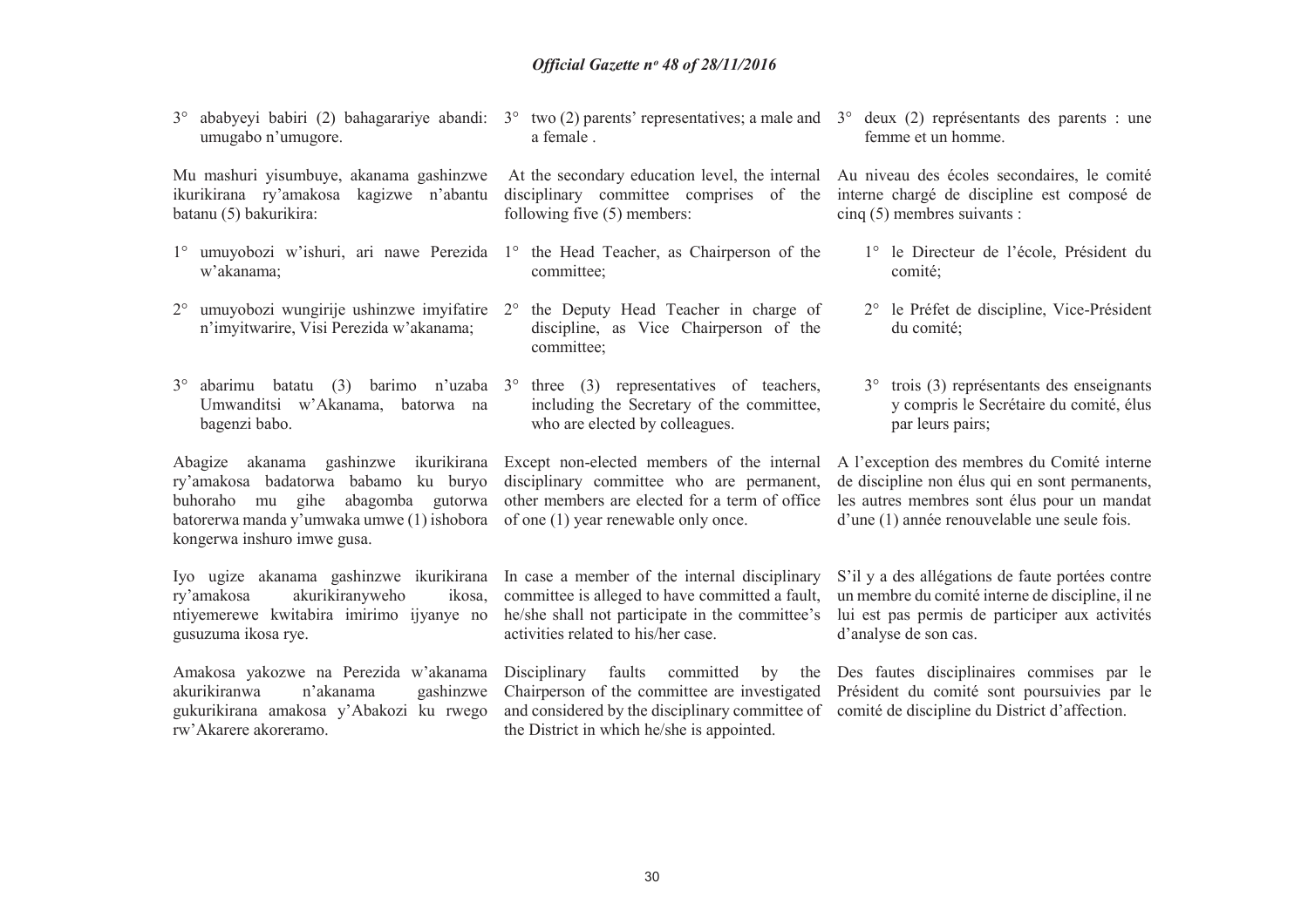3° ababyeyi babiri (2) bahagarariye abandi: umugabo n'umugore.

Mu mashuri yisumbuye, akanama gashinzwe ikurikirana ry'amakosa kagizwe n'abantu batanu (5) bakurikira:

1° umuyobozi w'ishuri, ari nawe Perezida w'akanama;

2° umuyobozi wungirije ushinzwe imyifatire n'imyitwarire, Visi Perezida w'akanama;

3° abarimu batatu (3) barimo n'uzaba Umwanditsi w'Akanama, batorwa na bagenzi babo.

Abagize akanama gashinzwe ikurikirana ry'amakosa badatorwa babamo ku buryo buhoraho mu gihe abagomba gutorwa batorerwa manda y'umwaka umwe (1) ishobora kongerwa inshuro imwe gusa.

Iyo ugize akanama gashinzwe ikurikirana ry'amakosa akurikiranyweho ikosa, ntiyemerewe kwitabira imirimo ijyanye no gusuzuma ikosa rye.

Amakosa yakozwe na Perezida w'akanama akurikiranwa n'akanama gashinzwe gukurikirana amakosa y'Abakozi ku rwego rw'Akarere akoreramo.

3° two (2) parents' representatives; a male and a female .

At the secondary education level, the internal disciplinary committee comprises of the following five (5) members:

1° the Head Teacher, as Chairperson of the committee;

2° the Deputy Head Teacher in charge of discipline, as Vice Chairperson of the committee;

3° three (3) representatives of teachers, including the Secretary of the committee, who are elected by colleagues.

Except non-elected members of the internal disciplinary committee who are permanent, other members are elected for a term of office of one (1) year renewable only once.

In case a member of the internal disciplinary committee is alleged to have committed a fault, he/she shall not participate in the committee's activities related to his/her case.

Disciplinary faults committed by the Chairperson of the committee are investigated and considered by the disciplinary committee of the District in which he/she is appointed.

3° deux (2) représentants des parents : une femme et un homme.

Au niveau des écoles secondaires, le comité interne chargé de discipline est composé de cinq (5) membres suivants :

1° le Directeur de l'école, Président du comité;

2° le Préfet de discipline, Vice-Président du comité;

3° trois (3) représentants des enseignants y compris le Secrétaire du comité, élus par leurs pairs;

A l'exception des membres du Comité interne de discipline non élus qui en sont permanents, les autres membres sont élus pour un mandat d'une (1) année renouvelable une seule fois.

S'il y a des allégations de faute portées contre un membre du comité interne de discipline, il ne lui est pas permis de participer aux activités d'analyse de son cas.

Des fautes disciplinaires commises par le Président du comité sont poursuivies par le comité de discipline du District d'affection.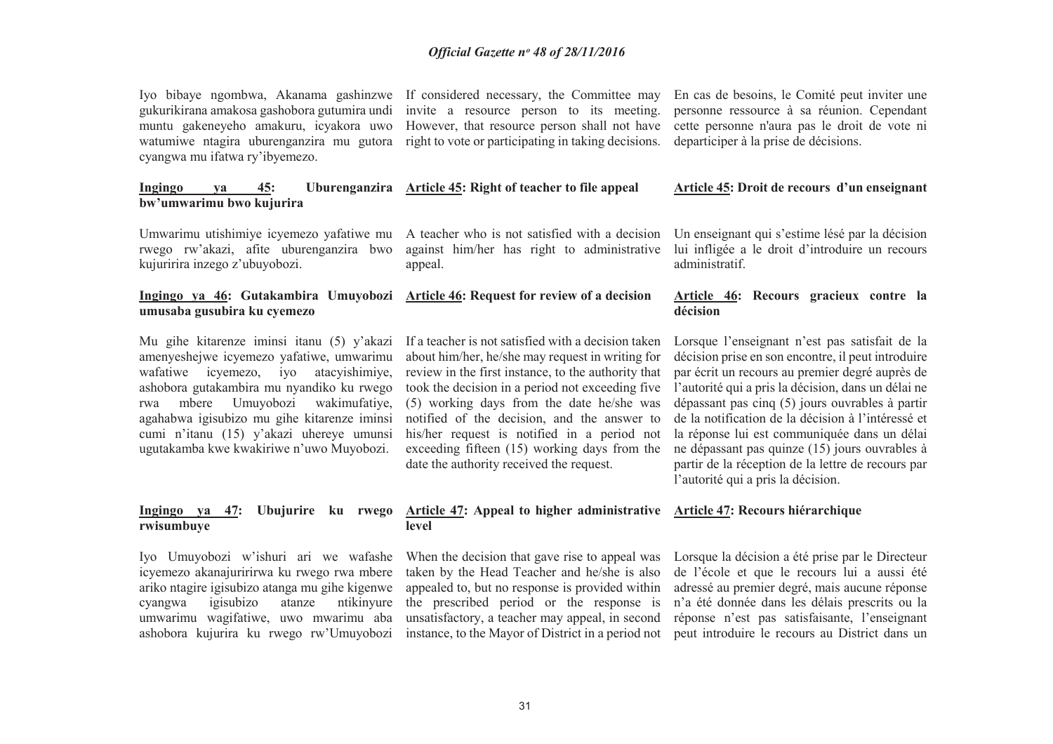Iyo bibaye ngombwa, Akanama gashinzwe gukurikirana amakosa gashobora gutumira undi muntu gakeneyeho amakuru, icyakora uwo watumiwe ntagira uburenganzira mu gutora cyangwa mu ifatwa ry'ibyemezo.

**Ingingo ya 45: Uburenganzira bw'umwarimu bwo kujurira**

Umwarimu utishimiye icyemezo yafatiwe mu rwego rw'akazi, afite uburenganzira bwo kujuririra inzego z'ubuyobozi.

**Ingingo ya 46: Gutakambira Umuyobozi umusaba gusubira ku cyemezo**

Mu gihe kitarenze iminsi itanu (5) y'akazi amenyeshejwe icyemezo yafatiwe, umwarimu wafatiwe icyemezo, iyo atacyishimiye, ashobora gutakambira mu nyandiko ku rwego rwa mbere Umuyobozi wakimufatiye, agahabwa igisubizo mu gihe kitarenze iminsi cumi n'itanu (15) y'akazi uhereye umunsi ugutakamba kwe kwakiriwe n'uwo Muyobozi.

**Ingingo ya 47: Ubujurire ku rwego rwisumbuye**

Iyo Umuyobozi w'ishuri ari we wafashe icyemezo akanajuririrwa ku rwego rwa mbere ariko ntagire igisubizo atanga mu gihe kigenwe cyangwa igisubizo atanze ntikinyure umwarimu wagifatiwe, uwo mwarimu aba ashobora kujurira ku rwego rw'Umuyobozi

If considered necessary, the Committee may invite a resource person to its meeting. However, that resource person shall not have right to vote or participating in taking decisions.

**Article 45: Right of teacher to file appeal**

A teacher who is not satisfied with a decision against him/her has right to administrative appeal.

**Article 46: Request for review of a decision**

If a teacher is not satisfied with a decision taken about him/her, he/she may request in writing for review in the first instance, to the authority that took the decision in a period not exceeding five (5) working days from the date he/she was notified of the decision, and the answer to his/her request is notified in a period not exceeding fifteen (15) working days from the date the authority received the request.

**Article 47: Appeal to higher administrative level**

When the decision that gave rise to appeal was taken by the Head Teacher and he/she is also appealed to, but no response is provided within the prescribed period or the response is unsatisfactory, a teacher may appeal, in second instance, to the Mayor of District in a period not

En cas de besoins, le Comité peut inviter une personne ressource à sa réunion. Cependant cette personne n'aura pas le droit de vote ni departiciper à la prise de décisions.

**Article 45: Droit de recours d'un enseignant**

Un enseignant qui s'estime lésé par la décision lui infligée a le droit d'introduire un recours administratif.

**Article 46: Recours gracieux contre la décision**

Lorsque l'enseignant n'est pas satisfait de la décision prise en son encontre, il peut introduire par écrit un recours au premier degré auprès de l'autorité qui a pris la décision, dans un délai ne dépassant pas cinq (5) jours ouvrables à partir de la notification de la décision à l'intéressé et la réponse lui est communiquée dans un délai ne dépassant pas quinze (15) jours ouvrables à partir de la réception de la lettre de recours par l'autorité qui a pris la décision.

**Article 47: Recours hiérarchique**

Lorsque la décision a été prise par le Directeur de l'école et que le recours lui a aussi été adressé au premier degré, mais aucune réponse n'a été donnée dans les délais prescrits ou la réponse n'est pas satisfaisante, l'enseignant peut introduire le recours au District dans un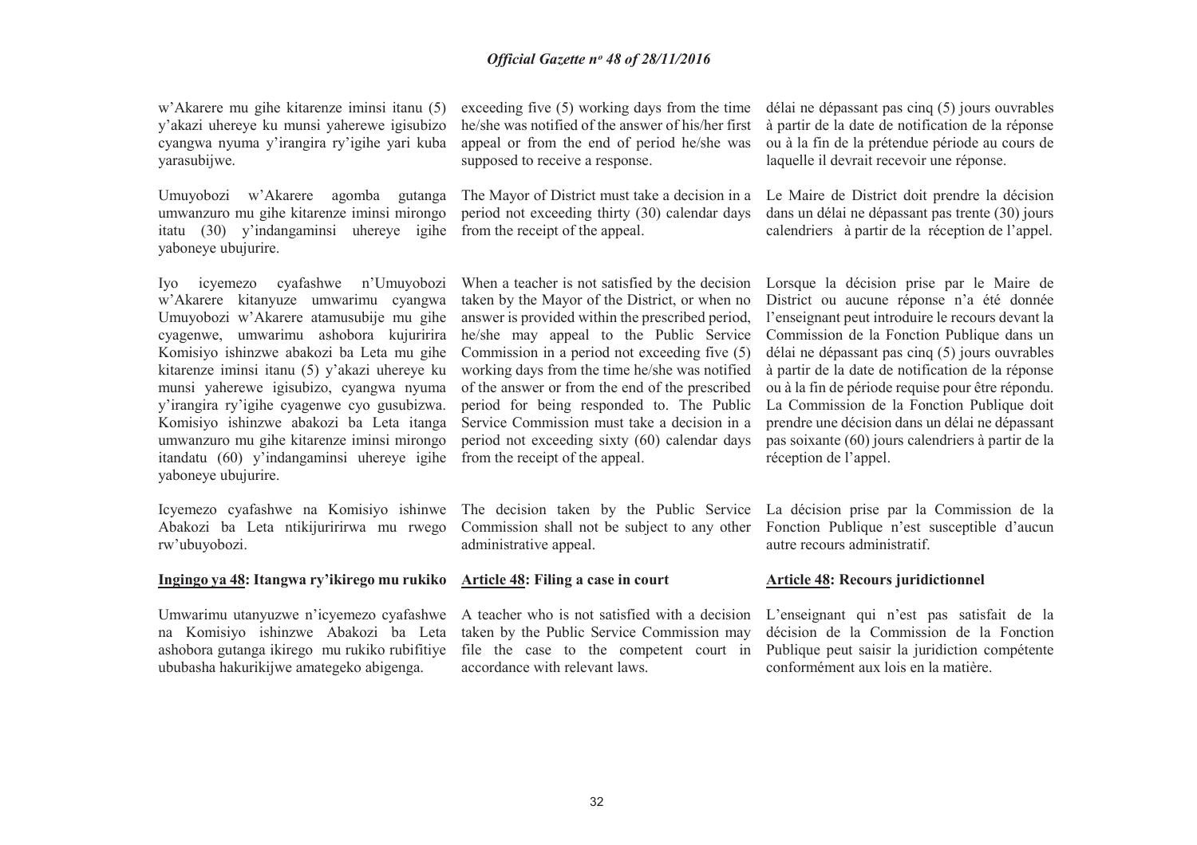w'Akarere mu gihe kitarenze iminsi itanu (5) y'akazi uhereye ku munsi yaherewe igisubizo cyangwa nyuma y'irangira ry'igihe yari kuba yarasubijwe.

Umuyobozi w'Akarere agomba gutanga umwanzuro mu gihe kitarenze iminsi mirongo itatu (30) y'indangaminsi uhereye igihe yaboneye ubujurire.

Iyo icyemezo cyafashwe n'Umuyobozi w'Akarere kitanyuze umwarimu cyangwa Umuyobozi w'Akarere atamusubije mu gihe cyagenwe, umwarimu ashobora kujuririra Komisiyo ishinzwe abakozi ba Leta mu gihe kitarenze iminsi itanu (5) y'akazi uhereye ku munsi yaherewe igisubizo, cyangwa nyuma y'irangira ry'igihe cyagenwe cyo gusubizwa. Komisiyo ishinzwe abakozi ba Leta itanga umwanzuro mu gihe kitarenze iminsi mirongo itandatu (60) y'indangaminsi uhereye igihe yaboneye ubujurire.

Icyemezo cyafashwe na Komisiyo ishinwe Abakozi ba Leta ntikijuririrwa mu rwego rw'ubuyobozi.

**Ingingo ya 48: Itangwa ry'ikirego mu rukiko**

Umwarimu utanyuzwe n'icyemezo cyafashwe na Komisiyo ishinzwe Abakozi ba Leta ashobora gutanga ikirego mu rukiko rubifitiye ububasha hakurikijwe amategeko abigenga.

exceeding five (5) working days from the time he/she was notified of the answer of his/her first appeal or from the end of period he/she was supposed to receive a response.

The Mayor of District must take a decision in a period not exceeding thirty (30) calendar days from the receipt of the appeal.

When a teacher is not satisfied by the decision taken by the Mayor of the District, or when no answer is provided within the prescribed period, he/she may appeal to the Public Service Commission in a period not exceeding five (5) working days from the time he/she was notified of the answer or from the end of the prescribed period for being responded to. The Public Service Commission must take a decision in a period not exceeding sixty (60) calendar days from the receipt of the appeal.

The decision taken by the Public Service Commission shall not be subject to any other administrative appeal.

**Article 48: Filing a case in court**

A teacher who is not satisfied with a decision taken by the Public Service Commission may file the case to the competent court in accordance with relevant laws.

délai ne dépassant pas cinq (5) jours ouvrables à partir de la date de notification de la réponse ou à la fin de la prétendue période au cours de laquelle il devrait recevoir une réponse.

Le Maire de District doit prendre la décision dans un délai ne dépassant pas trente (30) jours calendriers à partir de la réception de l'appel.

Lorsque la décision prise par le Maire de District ou aucune réponse n'a été donnée l'enseignant peut introduire le recours devant la Commission de la Fonction Publique dans un délai ne dépassant pas cinq (5) jours ouvrables à partir de la date de notification de la réponse ou à la fin de période requise pour être répondu. La Commission de la Fonction Publique doit prendre une décision dans un délai ne dépassant pas soixante (60) jours calendriers à partir de la réception de l'appel.

La décision prise par la Commission de la Fonction Publique n'est susceptible d'aucun autre recours administratif.

**Article 48: Recours juridictionnel**

L'enseignant qui n'est pas satisfait de la décision de la Commission de la Fonction Publique peut saisir la juridiction compétente conformément aux lois en la matière.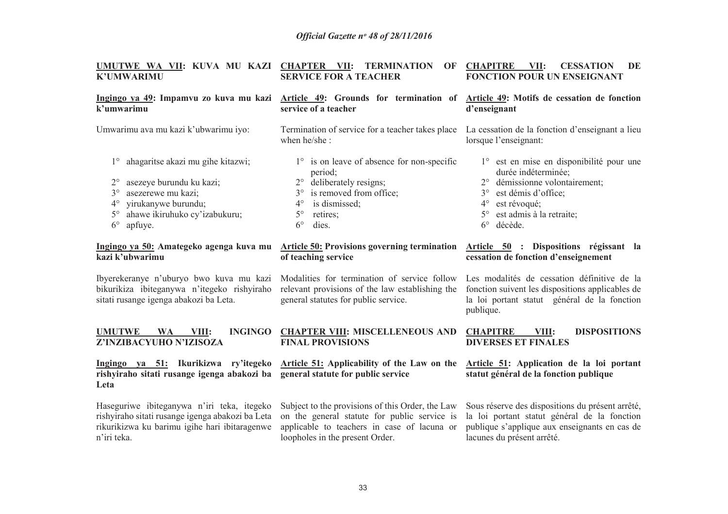**UMUTWE WA VII: KUVA MU KAZI K'UMWARIMU**

**Ingingo ya 49: Impamvu zo kuva mu kazi k'umwarimu**

Umwarimu ava mu kazi k'ubwarimu iyo:

1° ahagaritse akazi mu gihe kitazwi;

2° asezeye burundu ku kazi;

3° asezerewe mu kazi;

4° yirukanywe burundu;

5° ahawe ikiruhuko cy'izabukuru;

6° apfuye.

**Ingingo ya 50: Amategeko agenga kuva mu kazi k'ubwarimu**

Ibyerekeranye n'uburyo bwo kuva mu kazi bikurikiza ibiteganywa n'itegeko rishyiraho sitati rusange igenga abakozi ba Leta.

**UMUTWE WA VIII: INGINGO Z'INZIBACYUHO N'IZISOZA**

**Ingingo ya 51: Ikurikizwa ry'itegeko rishyiraho sitati rusange igenga abakozi ba Leta**

Haseguriwe ibiteganywa n'iri teka, itegeko rishyiraho sitati rusange igenga abakozi ba Leta rikurikizwa ku barimu igihe hari ibitaragenwe n'iri teka.

**CHAPTER VII: TERMINATION OF SERVICE FOR A TEACHER**

**Article 49: Grounds for termination of service of a teacher**

Termination of service for a teacher takes place when he/she :

1° is on leave of absence for non-specific period;

2° deliberately resigns;

3° is removed from office;

4° is dismissed;

5° retires;

6° dies.

**Article 50: Provisions governing termination of teaching service**

Modalities for termination of service follow relevant provisions of the law establishing the general statutes for public service.

**CHAPTER VIII: MISCELLENEOUS AND FINAL PROVISIONS**

**Article 51: Applicability of the Law on the general statute for public service**

Subject to the provisions of this Order, the Law on the general statute for public service is applicable to teachers in case of lacuna or loopholes in the present Order.

**CHAPITRE VII: CESSATION DE FONCTION POUR UN ENSEIGNANT**

**Article 49: Motifs de cessation de fonction d'enseignant**

La cessation de la fonction d'enseignant a lieu lorsque l'enseignant:

1° est en mise en disponibilité pour une durée indéterminée;

2° démissionne volontairement;

3° est démis d'office;

4° est révoqué;

5° est admis à la retraite;

6° décède.

**Article 50 : Dispositions régissant la cessation de fonction d'enseignement**

Les modalités de cessation définitive de la fonction suivent les dispositions applicables de la loi portant statut général de la fonction publique.

**CHAPITRE VIII: DISPOSITIONS DIVERSES ET FINALES**

**Article 51: Application de la loi portant statut général de la fonction publique**

Sous réserve des dispositions du présent arrêté, la loi portant statut général de la fonction publique s'applique aux enseignants en cas de lacunes du présent arrêté.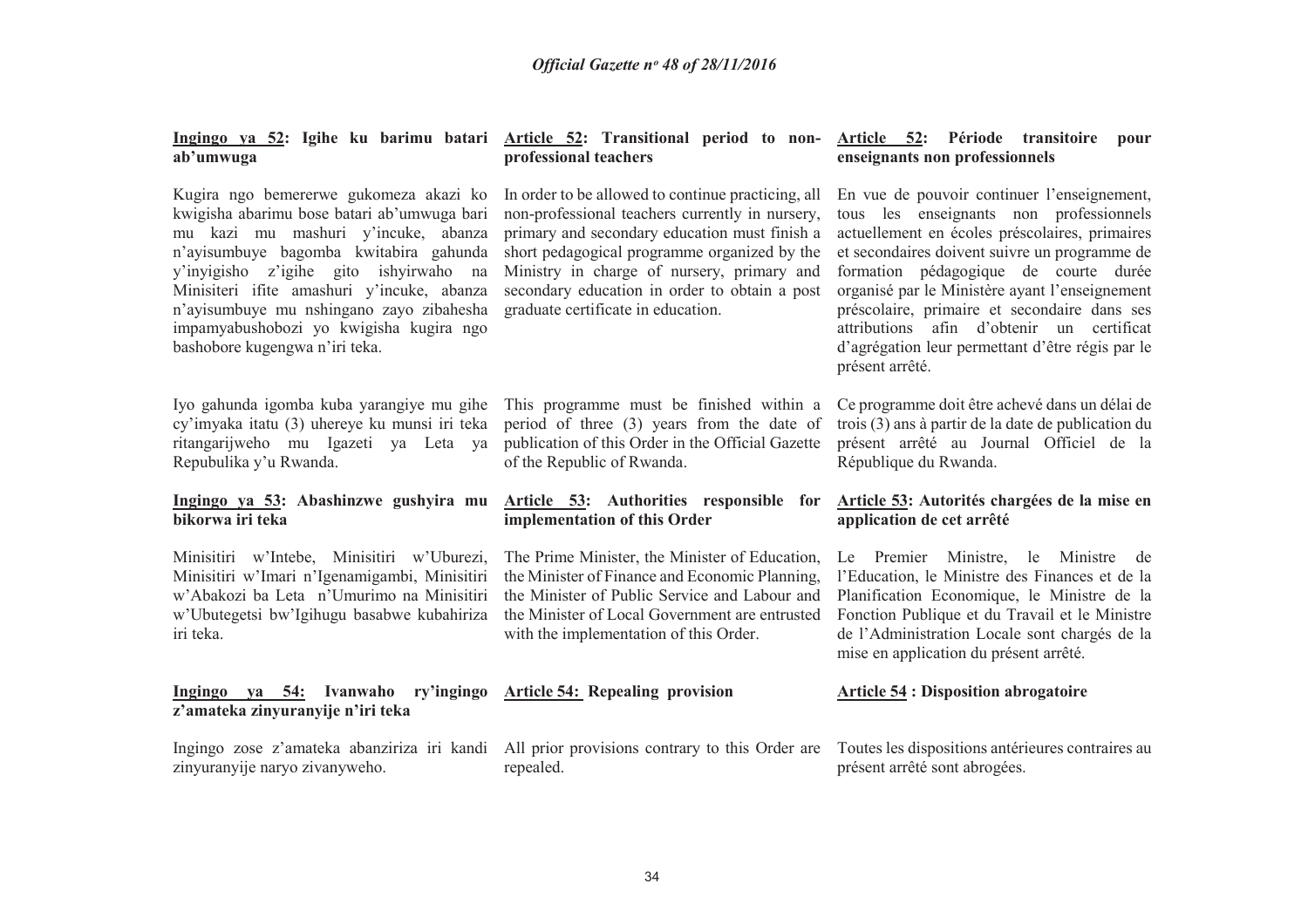**Ingingo ya 52: Igihe ku barimu batari ab'umwuga**

Kugira ngo bemererwe gukomeza akazi ko kwigisha abarimu bose batari ab'umwuga bari mu kazi mu mashuri y'incuke, abanza n'ayisumbuye bagomba kwitabira gahunda y'inyigisho z'igihe gito ishyirwaho na Minisiteri ifite amashuri y'incuke, abanza n'ayisumbuye mu nshingano zayo zibahesha impamyabushobozi yo kwigisha kugira ngo bashobore kugengwa n'iri teka.

Iyo gahunda igomba kuba yarangiye mu gihe cy'imyaka itatu (3) uhereye ku munsi iri teka ritangarijweho mu Igazeti ya Leta ya Repubulika y'u Rwanda.

**Ingingo ya 53: Abashinzwe gushyira mu bikorwa iri teka**

Minisitiri w'Intebe, Minisitiri w'Uburezi, Minisitiri w'Imari n'Igenamigambi, Minisitiri w'Abakozi ba Leta n'Umurimo na Minisitiri w'Ubutegetsi bw'Igihugu basabwe kubahiriza iri teka.

**Ingingo ya 54: Ivanwaho ry'ingingo z'amateka zinyuranyije n'iri teka**

Ingingo zose z'amateka abanziriza iri kandi zinyuranyije naryo zivanyweho.

**Article 52: Transitional period to non-professional teachers**

In order to be allowed to continue practicing, all non-professional teachers currently in nursery, primary and secondary education must finish a short pedagogical programme organized by the Ministry in charge of nursery, primary and secondary education in order to obtain a post graduate certificate in education.

This programme must be finished within a period of three (3) years from the date of publication of this Order in the Official Gazette of the Republic of Rwanda.

**Article 53: Authorities responsible for implementation of this Order**

The Prime Minister, the Minister of Education, the Minister of Finance and Economic Planning, the Minister of Public Service and Labour and the Minister of Local Government are entrusted with the implementation of this Order.

**Article 54: Repealing provision**

All prior provisions contrary to this Order are repealed.

**Article 52: Période transitoire pour enseignants non professionnels**

En vue de pouvoir continuer l'enseignement, tous les enseignants non professionnels actuellement en écoles préscolaires, primaires et secondaires doivent suivre un programme de formation pédagogique de courte durée organisé par le Ministère ayant l'enseignement préscolaire, primaire et secondaire dans ses attributions afin d'obtenir un certificat d'agrégation leur permettant d'être régis par le présent arrêté.

Ce programme doit être achevé dans un délai de trois (3) ans à partir de la date de publication du présent arrêté au Journal Officiel de la République du Rwanda.

**Article 53: Autorités chargées de la mise en application de cet arrêté**

Le Premier Ministre, le Ministre de l'Education, le Ministre des Finances et de la Planification Economique, le Ministre de la Fonction Publique et du Travail et le Ministre de l'Administration Locale sont chargés de la mise en application du présent arrêté.

**Article 54 : Disposition abrogatoire**

Toutes les dispositions antérieures contraires au présent arrêté sont abrogées.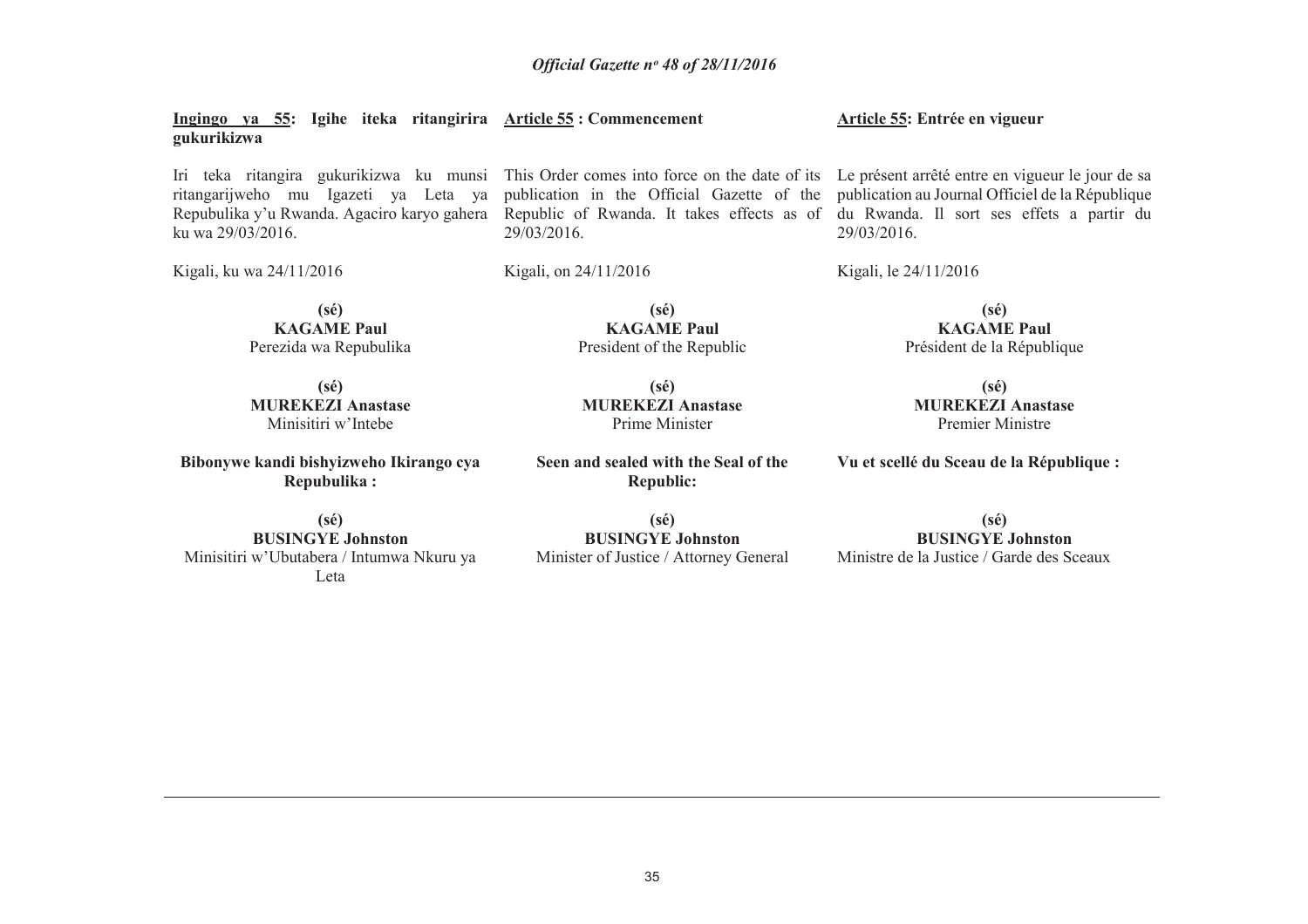**Ingingo ya 55: Igihe iteka ritangirira gukurikizwa**

Iri teka ritangira gukurikizwa ku munsi ritangarijweho mu Igazeti ya Leta ya Repubulika y'u Rwanda. Agaciro karyo gahera ku wa 29/03/2016.

Kigali, ku wa 24/11/2016

**(sé)**
**KAGAME Paul**
Perezida wa Repubulika

**(sé)**
**MUREKEZI Anastase**
Minisitiri w'Intebe

**Bibonywe kandi bishyizweho Ikirango cya Repubulika :**

**(sé)**
**BUSINGYE Johnston**
Minisitiri w'Ubutabera / Intumwa Nkuru ya Leta

**Article 55 : Commencement**

This Order comes into force on the date of its publication in the Official Gazette of the Republic of Rwanda. It takes effects as of 29/03/2016.

Kigali, on 24/11/2016

**(sé)**
**KAGAME Paul**
President of the Republic

**(sé)**
**MUREKEZI Anastase**
Prime Minister

**Seen and sealed with the Seal of the Republic:**

**(sé)**
**BUSINGYE Johnston**
Minister of Justice / Attorney General

**Article 55: Entrée en vigueur**

Le présent arrêté entre en vigueur le jour de sa publication au Journal Officiel de la République du Rwanda. Il sort ses effets a partir du 29/03/2016.

Kigali, le 24/11/2016

**(sé)**
**KAGAME Paul**
Président de la République

**(sé)**
**MUREKEZI Anastase**
Premier Ministre

**Vu et scellé du Sceau de la République :**

**(sé)**
**BUSINGYE Johnston**
Ministre de la Justice / Garde des Sceaux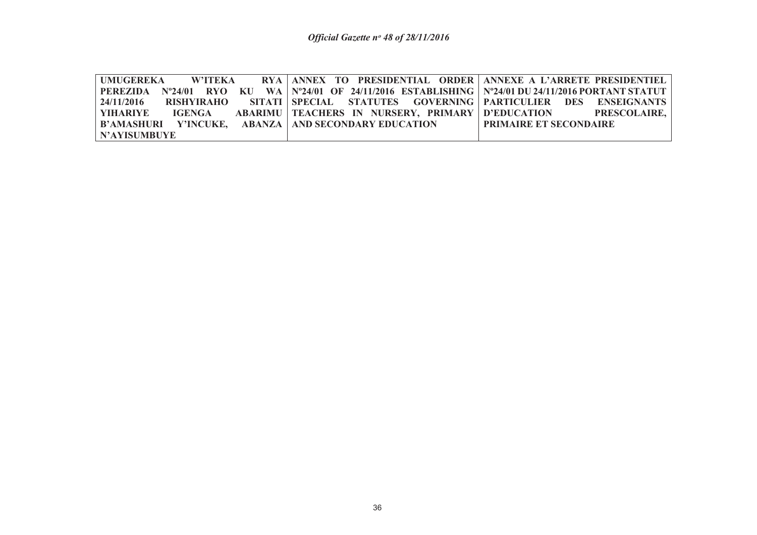| UMUGEREKA W'ITEKA RYA PEREZIDA Nº24/01 RYO KU WA 24/11/2016 RISHYIRAHO SITATI YIHARIYE IGENGA ABARIMU B'AMASHURI Y'INCUKE, ABANZA N'AYISUMBUYE | ANNEX TO PRESIDENTIAL ORDER Nº24/01 OF 24/11/2016 ESTABLISHING SPECIAL STATUTES GOVERNING TEACHERS IN NURSERY, PRIMARY AND SECONDARY EDUCATION | ANNEXE A L'ARRETE PRESIDENTIEL Nº24/01 DU 24/11/2016 PORTANT STATUT PARTICULIER DES ENSEIGNANTS D'EDUCATION PRESCOLAIRE, PRIMAIRE ET SECONDAIRE |
|---|---|---|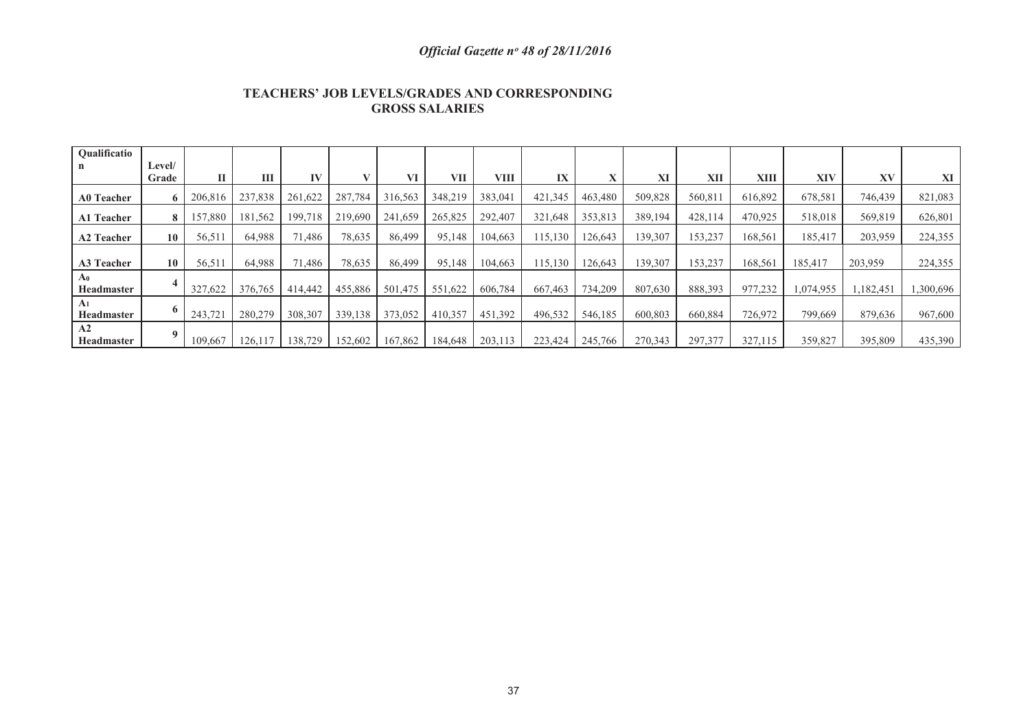**TEACHERS' JOB LEVELS/GRADES AND CORRESPONDING GROSS SALARIES**

| Qualification | Level/ Grade | II | III | IV | V | VI | VII | VIII | IX | X | XI | XII | XIII | XIV | XV | XI |
|---|---|---|---|---|---|---|---|---|---|---|---|---|---|---|---|---|
| **A0 Teacher** | **6** | 206,816 | 237,838 | 261,622 | 287,784 | 316,563 | 348,219 | 383,041 | 421,345 | 463,480 | 509,828 | 560,811 | 616,892 | 678,581 | 746,439 | 821,083 |
| **A1 Teacher** | **8** | 157,880 | 181,562 | 199,718 | 219,690 | 241,659 | 265,825 | 292,407 | 321,648 | 353,813 | 389,194 | 428,114 | 470,925 | 518,018 | 569,819 | 626,801 |
| **A2 Teacher** | **10** | 56,511 | 64,988 | 71,486 | 78,635 | 86,499 | 95,148 | 104,663 | 115,130 | 126,643 | 139,307 | 153,237 | 168,561 | 185,417 | 203,959 | 224,355 |
| **A3 Teacher** | **10** | 56,511 | 64,988 | 71,486 | 78,635 | 86,499 | 95,148 | 104,663 | 115,130 | 126,643 | 139,307 | 153,237 | 168,561 | 185,417 | 203,959 | 224,355 |
| **$A_0$ Headmaster** | **4** | 327,622 | 376,765 | 414,442 | 455,886 | 501,475 | 551,622 | 606,784 | 667,463 | 734,209 | 807,630 | 888,393 | 977,232 | 1,074,955 | 1,182,451 | 1,300,696 |
| **$A_1$ Headmaster** | **6** | 243,721 | 280,279 | 308,307 | 339,138 | 373,052 | 410,357 | 451,392 | 496,532 | 546,185 | 600,803 | 660,884 | 726,972 | 799,669 | 879,636 | 967,600 |
| **A2 Headmaster** | **9** | 109,667 | 126,117 | 138,729 | 152,602 | 167,862 | 184,648 | 203,113 | 223,424 | 245,766 | 270,343 | 297,377 | 327,115 | 359,827 | 395,809 | 435,390 |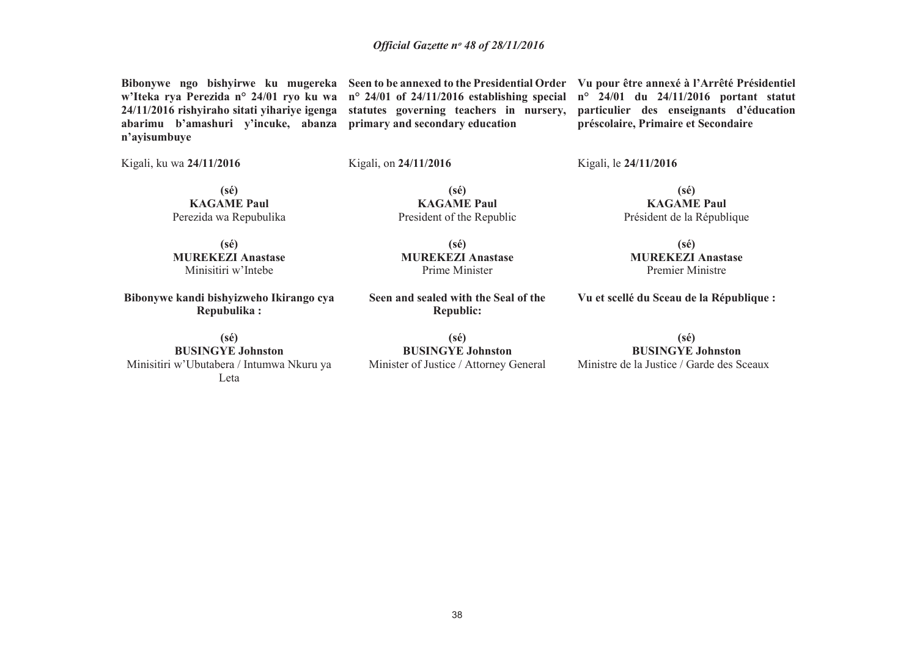**Bibonywe ngo bishyirwe ku mugereka w'Iteka rya Perezida n° 24/01 ryo ku wa 24/11/2016 rishyiraho sitati yihariye igenga abarimu b'amashuri y'incuke, abanza n'ayisumbuye**

Kigali, ku wa **24/11/2016**

**(sé)**
**KAGAME Paul**
Perezida wa Repubulika

**(sé)**
**MUREKEZI Anastase**
Minisitiri w'Intebe

**Bibonywe kandi bishyizweho Ikirango cya Repubulika :**

**(sé)**
**BUSINGYE Johnston**
Minisitiri w'Ubutabera / Intumwa Nkuru ya Leta

**Seen to be annexed to the Presidential Order n° 24/01 of 24/11/2016 establishing special statutes governing teachers in nursery, primary and secondary education**

Kigali, on **24/11/2016**

**(sé)**
**KAGAME Paul**
President of the Republic

**(sé)**
**MUREKEZI Anastase**
Prime Minister

**Seen and sealed with the Seal of the Republic:**

**(sé)**
**BUSINGYE Johnston**
Minister of Justice / Attorney General

**Vu pour être annexé à l'Arrêté Présidentiel n° 24/01 du 24/11/2016 portant statut particulier des enseignants d'éducation préscolaire, Primaire et Secondaire**

Kigali, le **24/11/2016**

**(sé)**
**KAGAME Paul**
Président de la République

**(sé)**
**MUREKEZI Anastase**
Premier Ministre

**Vu et scellé du Sceau de la République :**

**(sé)**
**BUSINGYE Johnston**
Ministre de la Justice / Garde des Sceaux